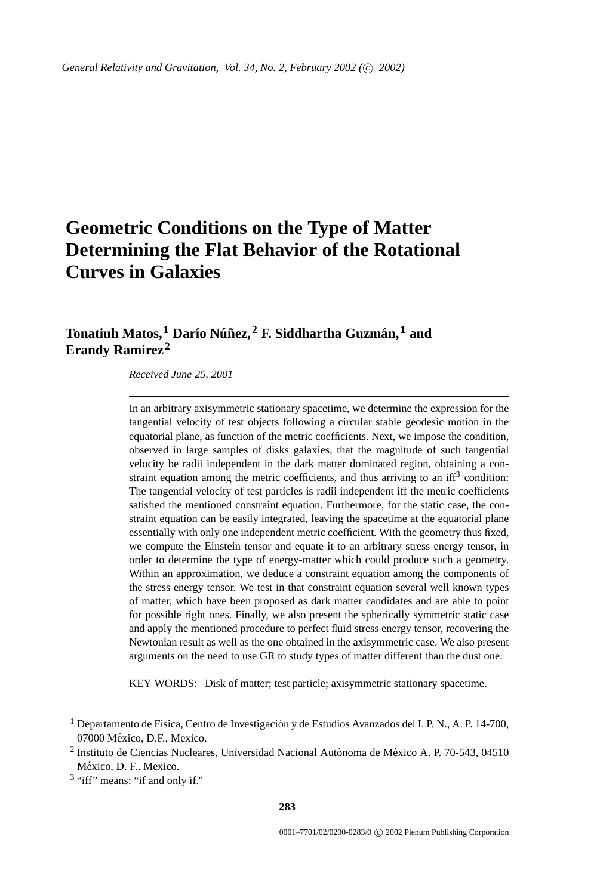# Geometric Conditions on the Type of Matter Determining the Flat Behavior of the Rotational Curves in Galaxies

**Tonatiuh Matos,[1] Darío Núñez,[2] F. Siddhartha Guzmán,[1] and Erandy Ramírez[2]**

*Received June 25, 2001*

---

In an arbitrary axisymmetric stationary spacetime, we determine the expression for the tangential velocity of test objects following a circular stable geodesic motion in the equatorial plane, as function of the metric coefficients. Next, we impose the condition, observed in large samples of disks galaxies, that the magnitude of such tangential velocity be radii independent in the dark matter dominated region, obtaining a constraint equation among the metric coefficients, and thus arriving to an iff[3] condition: The tangential velocity of test particles is radii independent iff the metric coefficients satisfied the mentioned constraint equation. Furthermore, for the static case, the constraint equation can be easily integrated, leaving the spacetime at the equatorial plane essentially with only one independent metric coefficient. With the geometry thus fixed, we compute the Einstein tensor and equate it to an arbitrary stress energy tensor, in order to determine the type of energy-matter which could produce such a geometry. Within an approximation, we deduce a constraint equation among the components of the stress energy tensor. We test in that constraint equation several well known types of matter, which have been proposed as dark matter candidates and are able to point for possible right ones. Finally, we also present the spherically symmetric static case and apply the mentioned procedure to perfect fluid stress energy tensor, recovering the Newtonian result as well as the one obtained in the axisymmetric case. We also present arguments on the need to use GR to study types of matter different than the dust one.

---

KEY WORDS: Disk of matter; test particle; axisymmetric stationary spacetime.

---

[1] Departamento de Física, Centro de Investigación y de Estudios Avanzados del I. P. N., A. P. 14-700, 07000 México, D.F., Mexico.

[2] Instituto de Ciencias Nucleares, Universidad Nacional Autónoma de México A. P. 70-543, 04510 México, D. F., Mexico.

[3] "iff" means: "if and only if."

0001–7701/02/0200-0283/0 © 2002 Plenum Publishing Corporation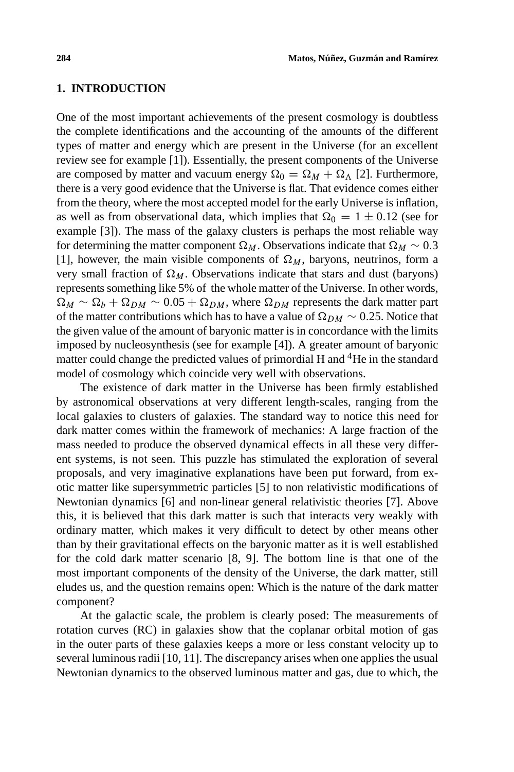## 1. INTRODUCTION

One of the most important achievements of the present cosmology is doubtless the complete identifications and the accounting of the amounts of the different types of matter and energy which are present in the Universe (for an excellent review see for example [1]). Essentially, the present components of the Universe are composed by matter and vacuum energy $\Omega_0 = \Omega_M + \Omega_\Lambda$ [2]. Furthermore, there is a very good evidence that the Universe is flat. That evidence comes either from the theory, where the most accepted model for the early Universe is inflation, as well as from observational data, which implies that $\Omega_0 = 1 \pm 0.12$ (see for example [3]). The mass of the galaxy clusters is perhaps the most reliable way for determining the matter component $\Omega_M$. Observations indicate that $\Omega_M \sim 0.3$ [1], however, the main visible components of $\Omega_M$, baryons, neutrinos, form a very small fraction of $\Omega_M$. Observations indicate that stars and dust (baryons) represents something like 5% of the whole matter of the Universe. In other words, $\Omega_M \sim \Omega_b + \Omega_{DM} \sim 0.05 + \Omega_{DM}$, where $\Omega_{DM}$ represents the dark matter part of the matter contributions which has to have a value of $\Omega_{DM} \sim 0.25$. Notice that the given value of the amount of baryonic matter is in concordance with the limits imposed by nucleosynthesis (see for example [4]). A greater amount of baryonic matter could change the predicted values of primordial H and $^4$He in the standard model of cosmology which coincide very well with observations.

The existence of dark matter in the Universe has been firmly established by astronomical observations at very different length-scales, ranging from the local galaxies to clusters of galaxies. The standard way to notice this need for dark matter comes within the framework of mechanics: A large fraction of the mass needed to produce the observed dynamical effects in all these very different systems, is not seen. This puzzle has stimulated the exploration of several proposals, and very imaginative explanations have been put forward, from exotic matter like supersymmetric particles [5] to non relativistic modifications of Newtonian dynamics [6] and non-linear general relativistic theories [7]. Above this, it is believed that this dark matter is such that interacts very weakly with ordinary matter, which makes it very difficult to detect by other means other than by their gravitational effects on the baryonic matter as it is well established for the cold dark matter scenario [8, 9]. The bottom line is that one of the most important components of the density of the Universe, the dark matter, still eludes us, and the question remains open: Which is the nature of the dark matter component?

At the galactic scale, the problem is clearly posed: The measurements of rotation curves (RC) in galaxies show that the coplanar orbital motion of gas in the outer parts of these galaxies keeps a more or less constant velocity up to several luminous radii [10, 11]. The discrepancy arises when one applies the usual Newtonian dynamics to the observed luminous matter and gas, due to which, the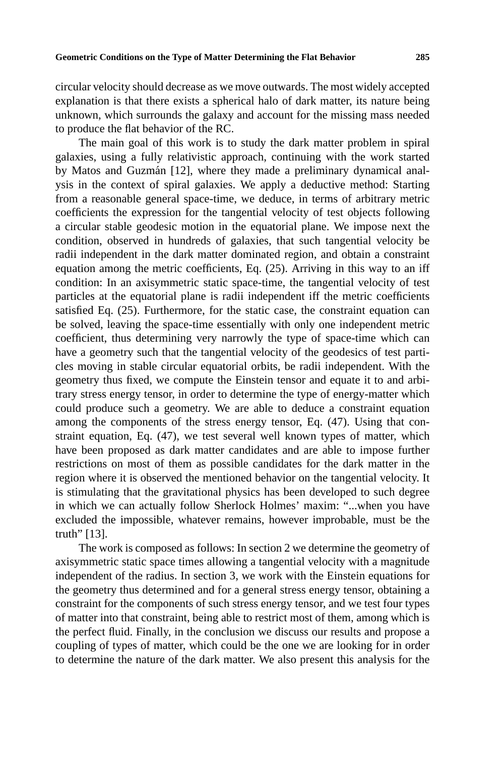circular velocity should decrease as we move outwards. The most widely accepted explanation is that there exists a spherical halo of dark matter, its nature being unknown, which surrounds the galaxy and account for the missing mass needed to produce the flat behavior of the RC.

The main goal of this work is to study the dark matter problem in spiral galaxies, using a fully relativistic approach, continuing with the work started by Matos and Guzmán [12], where they made a preliminary dynamical analysis in the context of spiral galaxies. We apply a deductive method: Starting from a reasonable general space-time, we deduce, in terms of arbitrary metric coefficients the expression for the tangential velocity of test objects following a circular stable geodesic motion in the equatorial plane. We impose next the condition, observed in hundreds of galaxies, that such tangential velocity be radii independent in the dark matter dominated region, and obtain a constraint equation among the metric coefficients, Eq. (25). Arriving in this way to an iff condition: In an axisymmetric static space-time, the tangential velocity of test particles at the equatorial plane is radii independent iff the metric coefficients satisfied Eq. (25). Furthermore, for the static case, the constraint equation can be solved, leaving the space-time essentially with only one independent metric coefficient, thus determining very narrowly the type of space-time which can have a geometry such that the tangential velocity of the geodesics of test particles moving in stable circular equatorial orbits, be radii independent. With the geometry thus fixed, we compute the Einstein tensor and equate it to and arbitrary stress energy tensor, in order to determine the type of energy-matter which could produce such a geometry. We are able to deduce a constraint equation among the components of the stress energy tensor, Eq. (47). Using that constraint equation, Eq. (47), we test several well known types of matter, which have been proposed as dark matter candidates and are able to impose further restrictions on most of them as possible candidates for the dark matter in the region where it is observed the mentioned behavior on the tangential velocity. It is stimulating that the gravitational physics has been developed to such degree in which we can actually follow Sherlock Holmes' maxim: "...when you have excluded the impossible, whatever remains, however improbable, must be the truth" [13].

The work is composed as follows: In section 2 we determine the geometry of axisymmetric static space times allowing a tangential velocity with a magnitude independent of the radius. In section 3, we work with the Einstein equations for the geometry thus determined and for a general stress energy tensor, obtaining a constraint for the components of such stress energy tensor, and we test four types of matter into that constraint, being able to restrict most of them, among which is the perfect fluid. Finally, in the conclusion we discuss our results and propose a coupling of types of matter, which could be the one we are looking for in order to determine the nature of the dark matter. We also present this analysis for the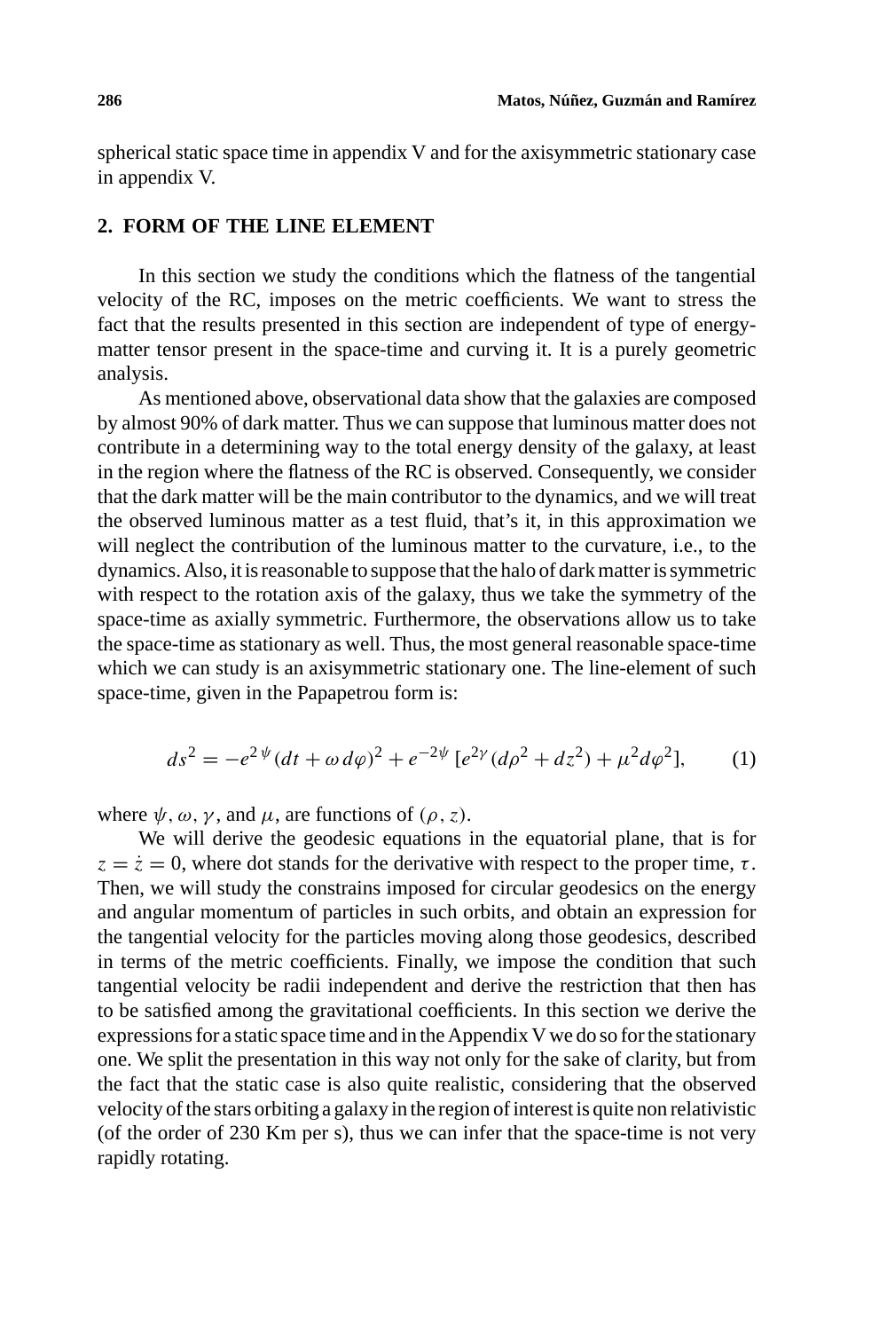spherical static space time in appendix V and for the axisymmetric stationary case in appendix V.

## 2. FORM OF THE LINE ELEMENT

In this section we study the conditions which the flatness of the tangential velocity of the RC, imposes on the metric coefficients. We want to stress the fact that the results presented in this section are independent of type of energy-matter tensor present in the space-time and curving it. It is a purely geometric analysis.

As mentioned above, observational data show that the galaxies are composed by almost 90% of dark matter. Thus we can suppose that luminous matter does not contribute in a determining way to the total energy density of the galaxy, at least in the region where the flatness of the RC is observed. Consequently, we consider that the dark matter will be the main contributor to the dynamics, and we will treat the observed luminous matter as a test fluid, that's it, in this approximation we will neglect the contribution of the luminous matter to the curvature, i.e., to the dynamics. Also, it is reasonable to suppose that the halo of dark matter is symmetric with respect to the rotation axis of the galaxy, thus we take the symmetry of the space-time as axially symmetric. Furthermore, the observations allow us to take the space-time as stationary as well. Thus, the most general reasonable space-time which we can study is an axisymmetric stationary one. The line-element of such space-time, given in the Papapetrou form is:

$$ds^2 = -e^{2\psi}(dt + \omega\, d\varphi)^2 + e^{-2\psi}\,[e^{2\gamma}(d\rho^2 + dz^2) + \mu^2 d\varphi^2], \tag{1}$$

where $\psi$, $\omega$, $\gamma$, and $\mu$, are functions of $(\rho, z)$.

We will derive the geodesic equations in the equatorial plane, that is for $z = \dot{z} = 0$, where dot stands for the derivative with respect to the proper time, $\tau$. Then, we will study the constrains imposed for circular geodesics on the energy and angular momentum of particles in such orbits, and obtain an expression for the tangential velocity for the particles moving along those geodesics, described in terms of the metric coefficients. Finally, we impose the condition that such tangential velocity be radii independent and derive the restriction that then has to be satisfied among the gravitational coefficients. In this section we derive the expressions for a static space time and in the Appendix V we do so for the stationary one. We split the presentation in this way not only for the sake of clarity, but from the fact that the static case is also quite realistic, considering that the observed velocity of the stars orbiting a galaxy in the region of interest is quite non relativistic (of the order of 230 Km per s), thus we can infer that the space-time is not very rapidly rotating.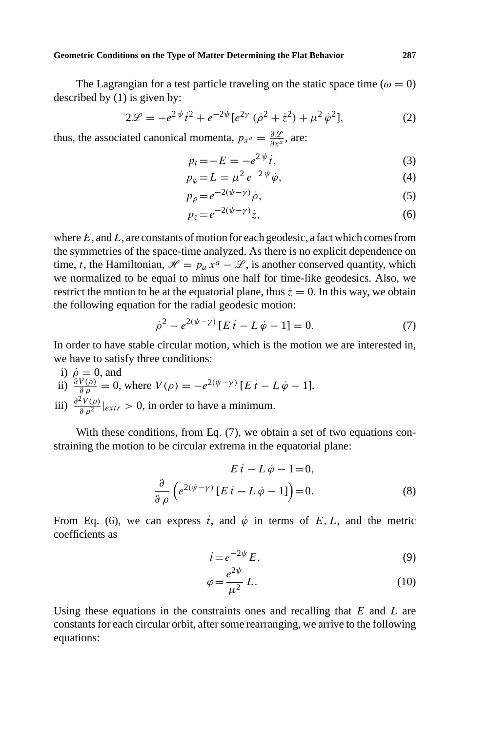The Lagrangian for a test particle traveling on the static space time ($\omega = 0$) described by (1) is given by:

$$2\mathscr{L} = -e^{2\psi}\dot{t}^2 + e^{-2\psi}[e^{2\gamma}(\dot{\rho}^2 + \dot{z}^2) + \mu^2\dot{\varphi}^2], \tag{2}$$

thus, the associated canonical momenta, $p_{x^a} = \frac{\partial \mathscr{L}}{\partial \dot{x^a}}$, are:

$$p_t = -E = -e^{2\psi}\dot{t}, \tag{3}$$

$$p_\varphi = L = \mu^2 e^{-2\psi}\dot{\varphi}, \tag{4}$$

$$p_\rho = e^{-2(\psi-\gamma)}\dot{\rho}, \tag{5}$$

$$p_z = e^{-2(\psi-\gamma)}\dot{z}, \tag{6}$$

where $E$, and $L$, are constants of motion for each geodesic, a fact which comes from the symmetries of the space-time analyzed. As there is no explicit dependence on time, $t$, the Hamiltonian, $\mathscr{H} = p_a\dot{x^a} - \mathscr{L}$, is another conserved quantity, which we normalized to be equal to minus one half for time-like geodesics. Also, we restrict the motion to be at the equatorial plane, thus $\dot{z} = 0$. In this way, we obtain the following equation for the radial geodesic motion:

$$\dot{\rho}^2 - e^{2(\psi-\gamma)}[E\,\dot{t} - L\,\dot{\varphi} - 1] = 0. \tag{7}$$

In order to have stable circular motion, which is the motion we are interested in, we have to satisfy three conditions:

i) $\dot{\rho} = 0$, and

ii) $\frac{\partial V(\rho)}{\partial \rho} = 0$, where $V(\rho) = -e^{2(\psi-\gamma)}[E\,\dot{t} - L\,\dot{\varphi} - 1]$.

iii) $\frac{\partial^2 V(\rho)}{\partial \rho^2}|_{extr} > 0$, in order to have a minimum.

With these conditions, from Eq. (7), we obtain a set of two equations constraining the motion to be circular extrema in the equatorial plane:

$$E\,\dot{t} - L\,\dot{\varphi} - 1 = 0,$$

$$\frac{\partial}{\partial \rho}\left(e^{2(\psi-\gamma)}[E\,\dot{t} - L\,\dot{\varphi} - 1]\right) = 0. \tag{8}$$

From Eq. (6), we can express $\dot{t}$, and $\dot{\varphi}$ in terms of $E, L$, and the metric coefficients as

$$\dot{t} = e^{-2\psi}E, \tag{9}$$

$$\dot{\varphi} = \frac{e^{2\psi}}{\mu^2}L. \tag{10}$$

Using these equations in the constraints ones and recalling that $E$ and $L$ are constants for each circular orbit, after some rearranging, we arrive to the following equations: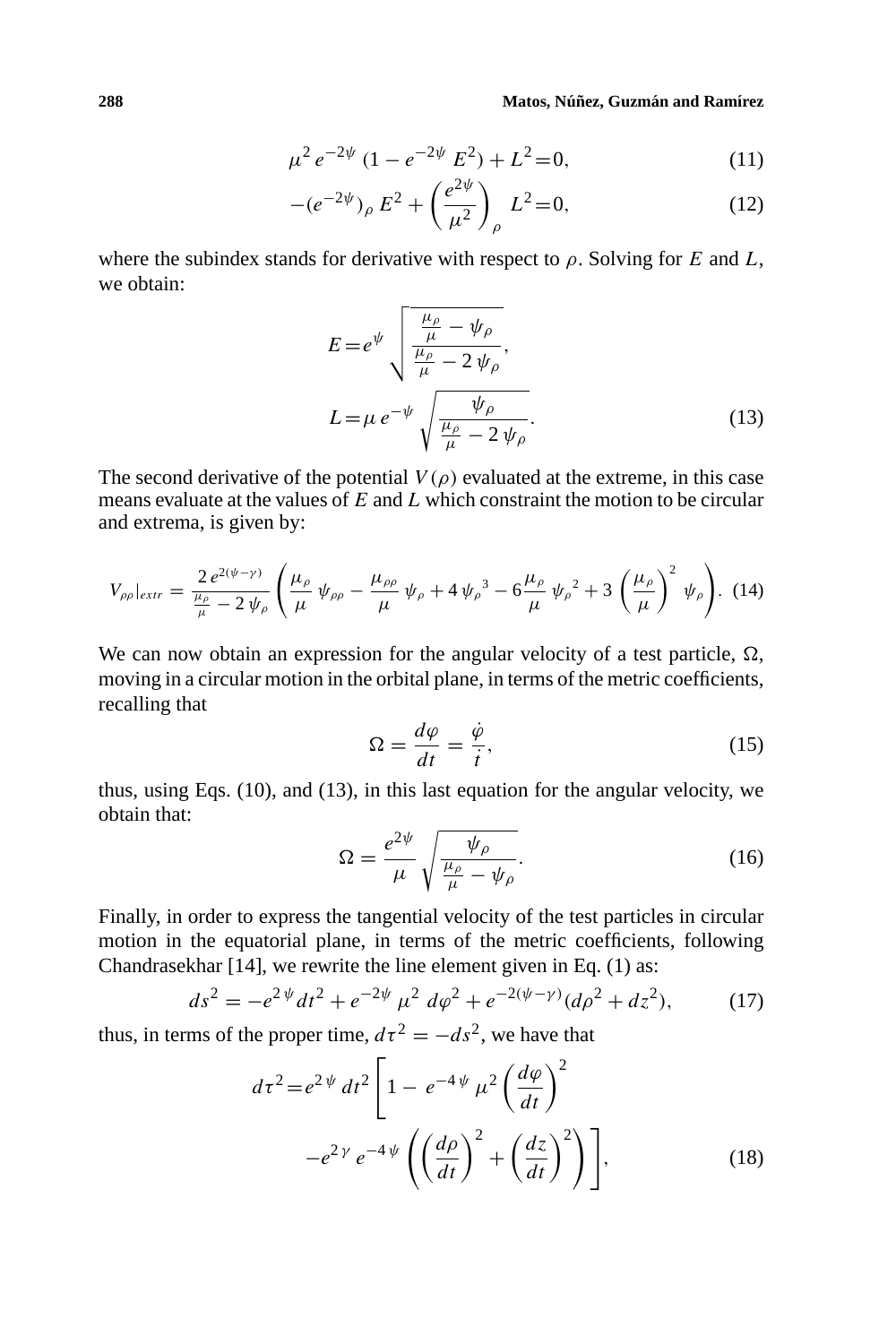$$\mu^2 e^{-2\psi} (1 - e^{-2\psi} E^2) + L^2 = 0, \tag{11}$$

$$-(e^{-2\psi})_\rho E^2 + \left(\frac{e^{2\psi}}{\mu^2}\right)_\rho L^2 = 0, \tag{12}$$

where the subindex stands for derivative with respect to $\rho$. Solving for $E$ and $L$, we obtain:

$$E = e^{\psi} \sqrt{\frac{\frac{\mu_\rho}{\mu} - \psi_\rho}{\frac{\mu_\rho}{\mu} - 2\,\psi_\rho}},$$

$$L = \mu\, e^{-\psi} \sqrt{\frac{\psi_\rho}{\frac{\mu_\rho}{\mu} - 2\,\psi_\rho}}. \tag{13}$$

The second derivative of the potential $V(\rho)$ evaluated at the extreme, in this case means evaluate at the values of $E$ and $L$ which constraint the motion to be circular and extrema, is given by:

$$V_{\rho\rho}|_{extr} = \frac{2\, e^{2(\psi-\gamma)}}{\frac{\mu_\rho}{\mu} - 2\,\psi_\rho} \left( \frac{\mu_\rho}{\mu}\,\psi_{\rho\rho} - \frac{\mu_{\rho\rho}}{\mu}\,\psi_\rho + 4\,{\psi_\rho}^3 - 6\frac{\mu_\rho}{\mu}\,{\psi_\rho}^2 + 3\left(\frac{\mu_\rho}{\mu}\right)^2 \psi_\rho \right). \tag{14}$$

We can now obtain an expression for the angular velocity of a test particle, $\Omega$, moving in a circular motion in the orbital plane, in terms of the metric coefficients, recalling that

$$\Omega = \frac{d\varphi}{dt} = \frac{\dot{\varphi}}{\dot{t}}, \tag{15}$$

thus, using Eqs. (10), and (13), in this last equation for the angular velocity, we obtain that:

$$\Omega = \frac{e^{2\psi}}{\mu} \sqrt{\frac{\psi_\rho}{\frac{\mu_\rho}{\mu} - \psi_\rho}}. \tag{16}$$

Finally, in order to express the tangential velocity of the test particles in circular motion in the equatorial plane, in terms of the metric coefficients, following Chandrasekhar [14], we rewrite the line element given in Eq. (1) as:

$$ds^2 = -e^{2\psi} dt^2 + e^{-2\psi}\,\mu^2\, d\varphi^2 + e^{-2(\psi-\gamma)}(d\rho^2 + dz^2), \tag{17}$$

thus, in terms of the proper time, $d\tau^2 = -ds^2$, we have that

$$d\tau^2 = e^{2\psi}\, dt^2 \left[ 1 - e^{-4\psi}\,\mu^2 \left(\frac{d\varphi}{dt}\right)^2 - e^{2\gamma}\, e^{-4\psi} \left( \left(\frac{d\rho}{dt}\right)^2 + \left(\frac{dz}{dt}\right)^2 \right) \right], \tag{18}$$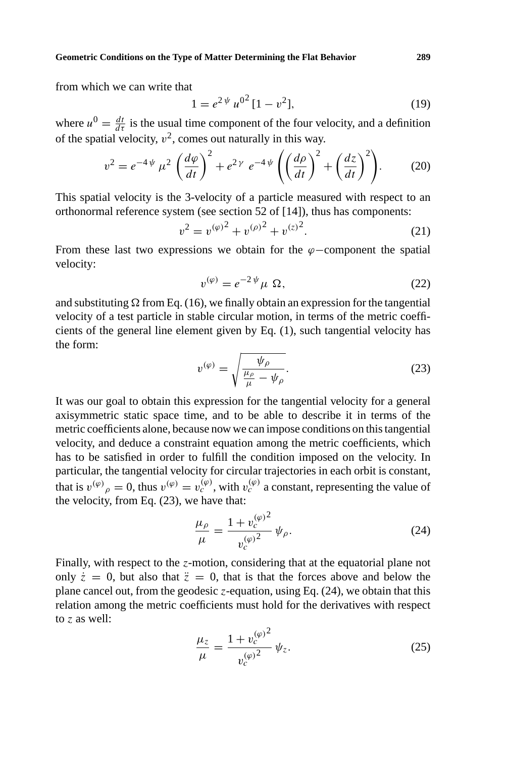from which we can write that

$$1 = e^{2\,\psi}\, {u^0}^2\, [1 - v^2], \tag{19}$$

where $u^0 = \frac{dt}{d\tau}$ is the usual time component of the four velocity, and a definition of the spatial velocity, $v^2$, comes out naturally in this way.

$$v^2 = e^{-4\,\psi}\, \mu^2 \left(\frac{d\varphi}{dt}\right)^2 + e^{2\,\gamma}\, e^{-4\,\psi} \left(\left(\frac{d\rho}{dt}\right)^2 + \left(\frac{dz}{dt}\right)^2\right). \tag{20}$$

This spatial velocity is the 3-velocity of a particle measured with respect to an orthonormal reference system (see section 52 of [14]), thus has components:

$$v^2 = {v^{(\varphi)}}^2 + {v^{(\rho)}}^2 + {v^{(z)}}^2. \tag{21}$$

From these last two expressions we obtain for the $\varphi$−component the spatial velocity:

$$v^{(\varphi)} = e^{-2\,\psi} \mu\ \Omega, \tag{22}$$

and substituting $\Omega$ from Eq. (16), we finally obtain an expression for the tangential velocity of a test particle in stable circular motion, in terms of the metric coefficients of the general line element given by Eq. (1), such tangential velocity has the form:

$$v^{(\varphi)} = \sqrt{\frac{\psi_\rho}{\frac{\mu_\rho}{\mu} - \psi_\rho}}. \tag{23}$$

It was our goal to obtain this expression for the tangential velocity for a general axisymmetric static space time, and to be able to describe it in terms of the metric coefficients alone, because now we can impose conditions on this tangential velocity, and deduce a constraint equation among the metric coefficients, which has to be satisfied in order to fulfill the condition imposed on the velocity. In particular, the tangential velocity for circular trajectories in each orbit is constant, that is ${v^{(\varphi)}}_\rho = 0$, thus $v^{(\varphi)} = v_c^{(\varphi)}$, with $v_c^{(\varphi)}$ a constant, representing the value of the velocity, from Eq. (23), we have that:

$$\frac{\mu_\rho}{\mu} = \frac{1 + {v_c^{(\varphi)}}^2}{{v_c^{(\varphi)}}^2}\, \psi_\rho. \tag{24}$$

Finally, with respect to the $z$-motion, considering that at the equatorial plane not only $\dot{z} = 0$, but also that $\ddot{z} = 0$, that is that the forces above and below the plane cancel out, from the geodesic $z$-equation, using Eq. (24), we obtain that this relation among the metric coefficients must hold for the derivatives with respect to $z$ as well:

$$\frac{\mu_z}{\mu} = \frac{1 + {v_c^{(\varphi)}}^2}{{v_c^{(\varphi)}}^2}\, \psi_z. \tag{25}$$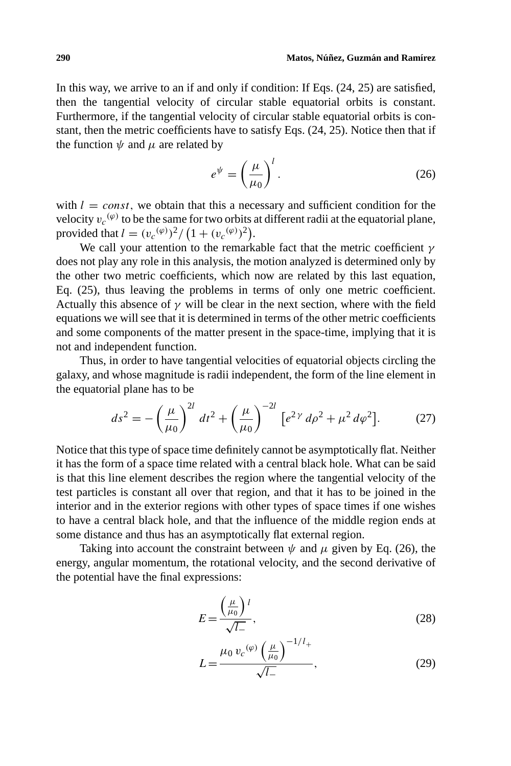In this way, we arrive to an if and only if condition: If Eqs. (24, 25) are satisfied, then the tangential velocity of circular stable equatorial orbits is constant. Furthermore, if the tangential velocity of circular stable equatorial orbits is constant, then the metric coefficients have to satisfy Eqs. (24, 25). Notice then that if the function $\psi$ and $\mu$ are related by

$$e^{\psi} = \left(\frac{\mu}{\mu_0}\right)^{l}. \tag{26}$$

with $l = const$, we obtain that this a necessary and sufficient condition for the velocity $v_c{}^{(\varphi)}$ to be the same for two orbits at different radii at the equatorial plane, provided that $l = (v_c{}^{(\varphi)})^2/\left(1 + (v_c{}^{(\varphi)})^2\right)$.

We call your attention to the remarkable fact that the metric coefficient $\gamma$ does not play any role in this analysis, the motion analyzed is determined only by the other two metric coefficients, which now are related by this last equation, Eq. (25), thus leaving the problems in terms of only one metric coefficient. Actually this absence of $\gamma$ will be clear in the next section, where with the field equations we will see that it is determined in terms of the other metric coefficients and some components of the matter present in the space-time, implying that it is not and independent function.

Thus, in order to have tangential velocities of equatorial objects circling the galaxy, and whose magnitude is radii independent, the form of the line element in the equatorial plane has to be

$$ds^2 = -\left(\frac{\mu}{\mu_0}\right)^{2l} dt^2 + \left(\frac{\mu}{\mu_0}\right)^{-2l} \left[e^{2\gamma}\, d\rho^2 + \mu^2\, d\varphi^2\right]. \tag{27}$$

Notice that this type of space time definitely cannot be asymptotically flat. Neither it has the form of a space time related with a central black hole. What can be said is that this line element describes the region where the tangential velocity of the test particles is constant all over that region, and that it has to be joined in the interior and in the exterior regions with other types of space times if one wishes to have a central black hole, and that the influence of the middle region ends at some distance and thus has an asymptotically flat external region.

Taking into account the constraint between $\psi$ and $\mu$ given by Eq. (26), the energy, angular momentum, the rotational velocity, and the second derivative of the potential have the final expressions:

$$E = \frac{\left(\frac{\mu}{\mu_0}\right)^{l}}{\sqrt{l_-}}, \tag{28}$$

$$L = \frac{\mu_0\, v_c{}^{(\varphi)} \left(\frac{\mu}{\mu_0}\right)^{-1/l_+}}{\sqrt{l_-}}, \tag{29}$$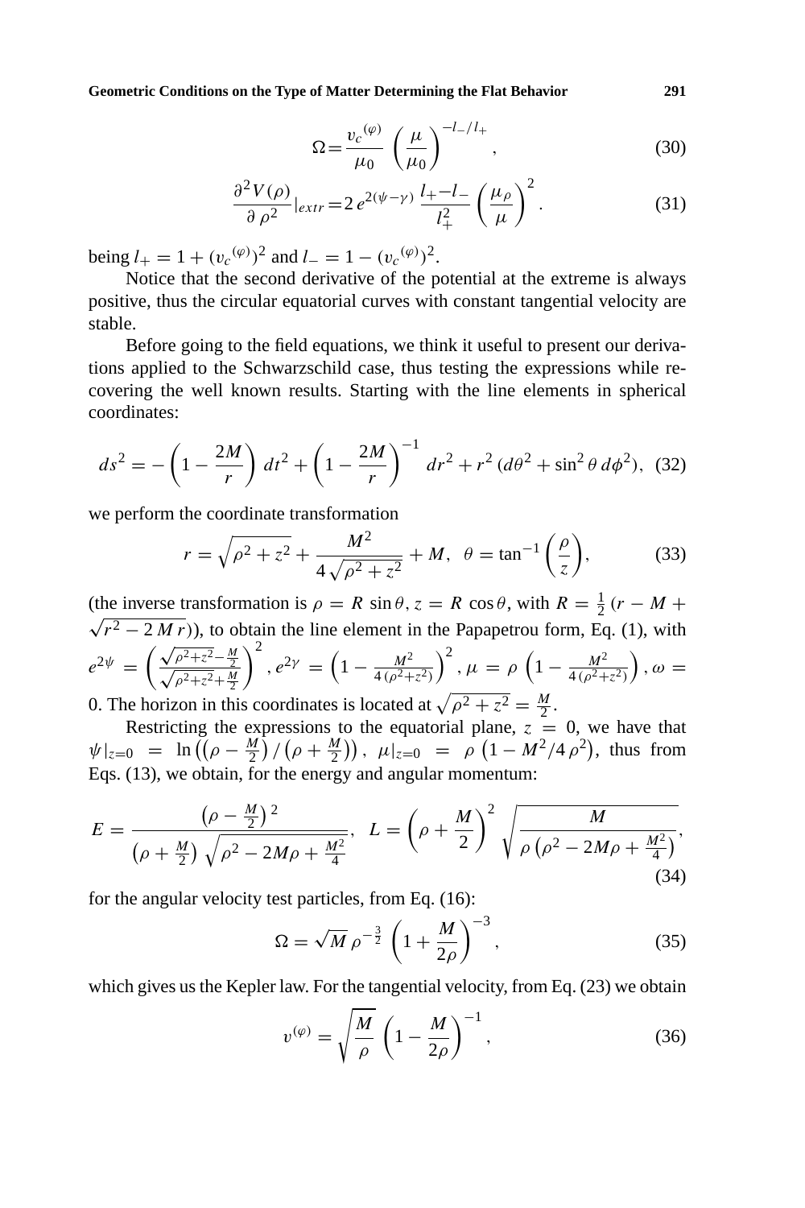$$\Omega = \frac{v_c{}^{(\varphi)}}{\mu_0} \left(\frac{\mu}{\mu_0}\right)^{-l_-/l_+}, \tag{30}$$

$$\frac{\partial^2 V(\rho)}{\partial \rho^2}|_{extr} = 2\, e^{2(\psi-\gamma)} \frac{l_+ - l_-}{l_+^2} \left(\frac{\mu_\rho}{\mu}\right)^2. \tag{31}$$

being $l_+ = 1 + (v_c{}^{(\varphi)})^2$ and $l_- = 1 - (v_c{}^{(\varphi)})^2$.

Notice that the second derivative of the potential at the extreme is always positive, thus the circular equatorial curves with constant tangential velocity are stable.

Before going to the field equations, we think it useful to present our derivations applied to the Schwarzschild case, thus testing the expressions while recovering the well known results. Starting with the line elements in spherical coordinates:

$$ds^2 = -\left(1 - \frac{2M}{r}\right) dt^2 + \left(1 - \frac{2M}{r}\right)^{-1} dr^2 + r^2\,(d\theta^2 + \sin^2\theta\, d\phi^2), \tag{32}$$

we perform the coordinate transformation

$$r = \sqrt{\rho^2 + z^2} + \frac{M^2}{4\sqrt{\rho^2 + z^2}} + M, \quad \theta = \tan^{-1}\left(\frac{\rho}{z}\right), \tag{33}$$

(the inverse transformation is $\rho = R\,\sin\theta, z = R\,\cos\theta$, with $R = \frac{1}{2}\,(r - M + \sqrt{r^2 - 2\,M\,r})$), to obtain the line element in the Papapetrou form, Eq. (1), with $e^{2\psi} = \left(\frac{\sqrt{\rho^2+z^2} - \frac{M}{2}}{\sqrt{\rho^2+z^2} + \frac{M}{2}}\right)^2, e^{2\gamma} = \left(1 - \frac{M^2}{4\,(\rho^2+z^2)}\right)^2, \mu = \rho\,\left(1 - \frac{M^2}{4\,(\rho^2+z^2)}\right), \omega = 0$. The horizon in this coordinates is located at $\sqrt{\rho^2+z^2} = \frac{M}{2}$.

Restricting the expressions to the equatorial plane, $z = 0$, we have that $\psi|_{z=0} = \ln\left(\left(\rho - \frac{M}{2}\right)/\left(\rho + \frac{M}{2}\right)\right),\ \mu|_{z=0} = \rho\,\left(1 - M^2/4\,\rho^2\right)$, thus from Eqs. (13), we obtain, for the energy and angular momentum:

$$E = \frac{\left(\rho - \frac{M}{2}\right)^2}{\left(\rho + \frac{M}{2}\right)\sqrt{\rho^2 - 2M\rho + \frac{M^2}{4}}}, \quad L = \left(\rho + \frac{M}{2}\right)^2 \sqrt{\frac{M}{\rho\left(\rho^2 - 2M\rho + \frac{M^2}{4}\right)}}, \tag{34}$$

for the angular velocity test particles, from Eq. (16):

$$\Omega = \sqrt{M}\,\rho^{-\frac{3}{2}}\left(1 + \frac{M}{2\rho}\right)^{-3}, \tag{35}$$

which gives us the Kepler law. For the tangential velocity, from Eq. (23) we obtain

$$v^{(\varphi)} = \sqrt{\frac{M}{\rho}}\left(1 - \frac{M}{2\rho}\right)^{-1}, \tag{36}$$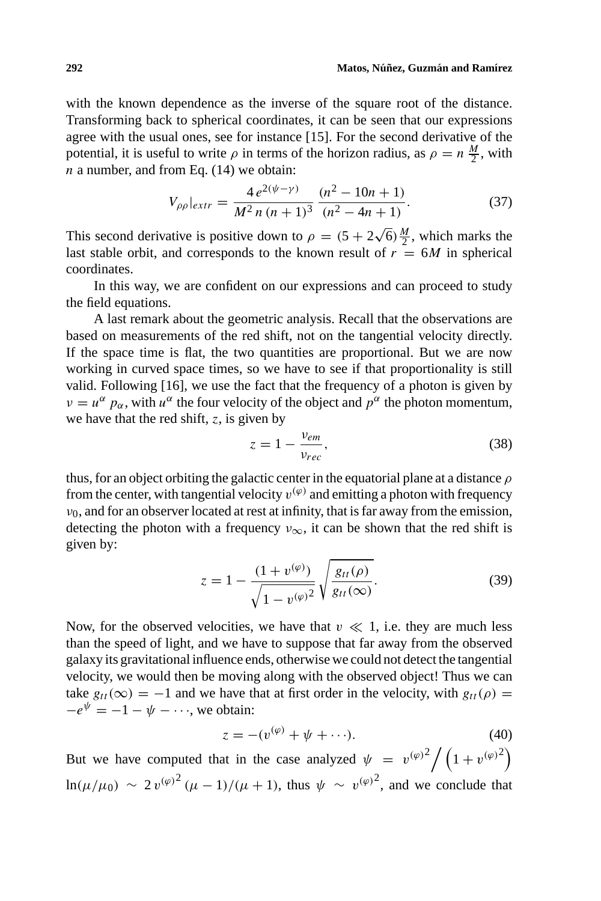with the known dependence as the inverse of the square root of the distance. Transforming back to spherical coordinates, it can be seen that our expressions agree with the usual ones, see for instance [15]. For the second derivative of the potential, it is useful to write $\rho$ in terms of the horizon radius, as $\rho = n\,\frac{M}{2}$, with $n$ a number, and from Eq. (14) we obtain:

$$V_{\rho\rho}|_{extr} = \frac{4\,e^{2(\psi-\gamma)}}{M^2\,n\,(n+1)^3}\,\frac{(n^2-10n+1)}{(n^2-4n+1)}. \tag{37}$$

This second derivative is positive down to $\rho = (5+2\sqrt{6})\,\frac{M}{2}$, which marks the last stable orbit, and corresponds to the known result of $r = 6M$ in spherical coordinates.

In this way, we are confident on our expressions and can proceed to study the field equations.

A last remark about the geometric analysis. Recall that the observations are based on measurements of the red shift, not on the tangential velocity directly. If the space time is flat, the two quantities are proportional. But we are now working in curved space times, so we have to see if that proportionality is still valid. Following [16], we use the fact that the frequency of a photon is given by $\nu = u^\alpha\,p_\alpha$, with $u^\alpha$ the four velocity of the object and $p^\alpha$ the photon momentum, we have that the red shift, $z$, is given by

$$z = 1 - \frac{\nu_{em}}{\nu_{rec}}, \tag{38}$$

thus, for an object orbiting the galactic center in the equatorial plane at a distance $\rho$ from the center, with tangential velocity $v^{(\varphi)}$ and emitting a photon with frequency $\nu_0$, and for an observer located at rest at infinity, that is far away from the emission, detecting the photon with a frequency $\nu_\infty$, it can be shown that the red shift is given by:

$$z = 1 - \frac{(1+v^{(\varphi)})}{\sqrt{1-v^{(\varphi)2}}}\sqrt{\frac{g_{tt}(\rho)}{g_{tt}(\infty)}}. \tag{39}$$

Now, for the observed velocities, we have that $v \ll 1$, i.e. they are much less than the speed of light, and we have to suppose that far away from the observed galaxy its gravitational influence ends, otherwise we could not detect the tangential velocity, we would then be moving along with the observed object! Thus we can take $g_{tt}(\infty) = -1$ and we have that at first order in the velocity, with $g_{tt}(\rho) = -e^\psi = -1 - \psi - \cdots$, we obtain:

$$z = -(v^{(\varphi)} + \psi + \cdots). \tag{40}$$

But we have computed that in the case analyzed $\psi = v^{(\varphi)2}\Big/\left(1+v^{(\varphi)2}\right)$ $\ln(\mu/\mu_0) \sim 2\,v^{(\varphi)2}\,(\mu-1)/(\mu+1)$, thus $\psi \sim v^{(\varphi)2}$, and we conclude that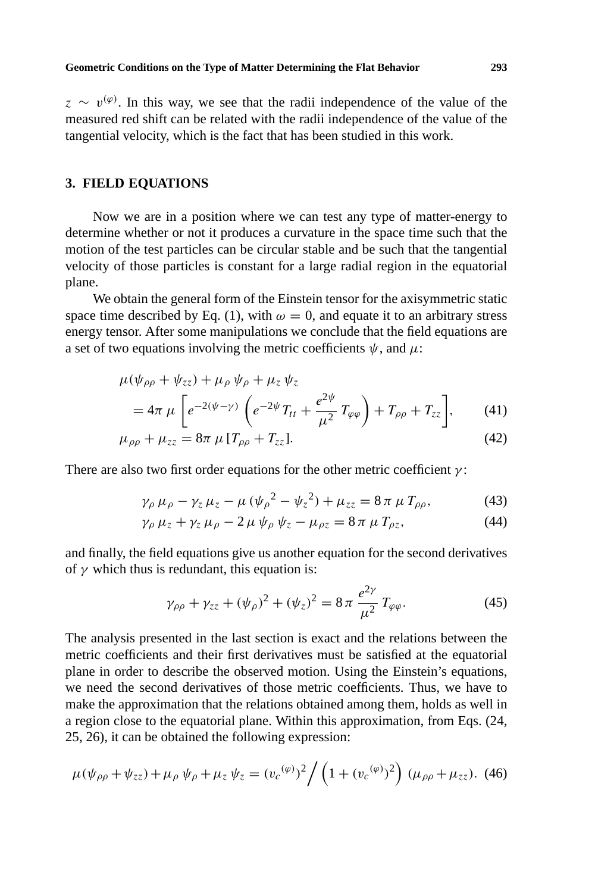$z \sim v^{(\varphi)}$. In this way, we see that the radii independence of the value of the measured red shift can be related with the radii independence of the value of the tangential velocity, which is the fact that has been studied in this work.

## 3. FIELD EQUATIONS

Now we are in a position where we can test any type of matter-energy to determine whether or not it produces a curvature in the space time such that the motion of the test particles can be circular stable and be such that the tangential velocity of those particles is constant for a large radial region in the equatorial plane.

We obtain the general form of the Einstein tensor for the axisymmetric static space time described by Eq. (1), with $\omega = 0$, and equate it to an arbitrary stress energy tensor. After some manipulations we conclude that the field equations are a set of two equations involving the metric coefficients $\psi$, and $\mu$:

$$\mu(\psi_{\rho\rho} + \psi_{zz}) + \mu_\rho\,\psi_\rho + \mu_z\,\psi_z = 4\pi\,\mu\left[e^{-2(\psi-\gamma)}\left(e^{-2\psi}\,T_{tt} + \frac{e^{2\psi}}{\mu^2}\,T_{\varphi\varphi}\right) + T_{\rho\rho} + T_{zz}\right], \tag{41}$$

$$\mu_{\rho\rho} + \mu_{zz} = 8\pi\,\mu\,[T_{\rho\rho} + T_{zz}]. \tag{42}$$

There are also two first order equations for the other metric coefficient $\gamma$:

$$\gamma_\rho\,\mu_\rho - \gamma_z\,\mu_z - \mu\,({\psi_\rho}^2 - {\psi_z}^2) + \mu_{zz} = 8\,\pi\,\mu\,T_{\rho\rho}, \tag{43}$$

$$\gamma_\rho\,\mu_z + \gamma_z\,\mu_\rho - 2\,\mu\,\psi_\rho\,\psi_z - \mu_{\rho z} = 8\,\pi\,\mu\,T_{\rho z}, \tag{44}$$

and finally, the field equations give us another equation for the second derivatives of $\gamma$ which thus is redundant, this equation is:

$$\gamma_{\rho\rho} + \gamma_{zz} + (\psi_\rho)^2 + (\psi_z)^2 = 8\,\pi\,\frac{e^{2\gamma}}{\mu^2}\,T_{\varphi\varphi}. \tag{45}$$

The analysis presented in the last section is exact and the relations between the metric coefficients and their first derivatives must be satisfied at the equatorial plane in order to describe the observed motion. Using the Einstein's equations, we need the second derivatives of those metric coefficients. Thus, we have to make the approximation that the relations obtained among them, holds as well in a region close to the equatorial plane. Within this approximation, from Eqs. (24, 25, 26), it can be obtained the following expression:

$$\mu(\psi_{\rho\rho} + \psi_{zz}) + \mu_\rho\,\psi_\rho + \mu_z\,\psi_z = ({v_c}^{(\varphi)})^2 \Big/ \left(1 + ({v_c}^{(\varphi)})^2\right)\,(\mu_{\rho\rho} + \mu_{zz}). \tag{46}$$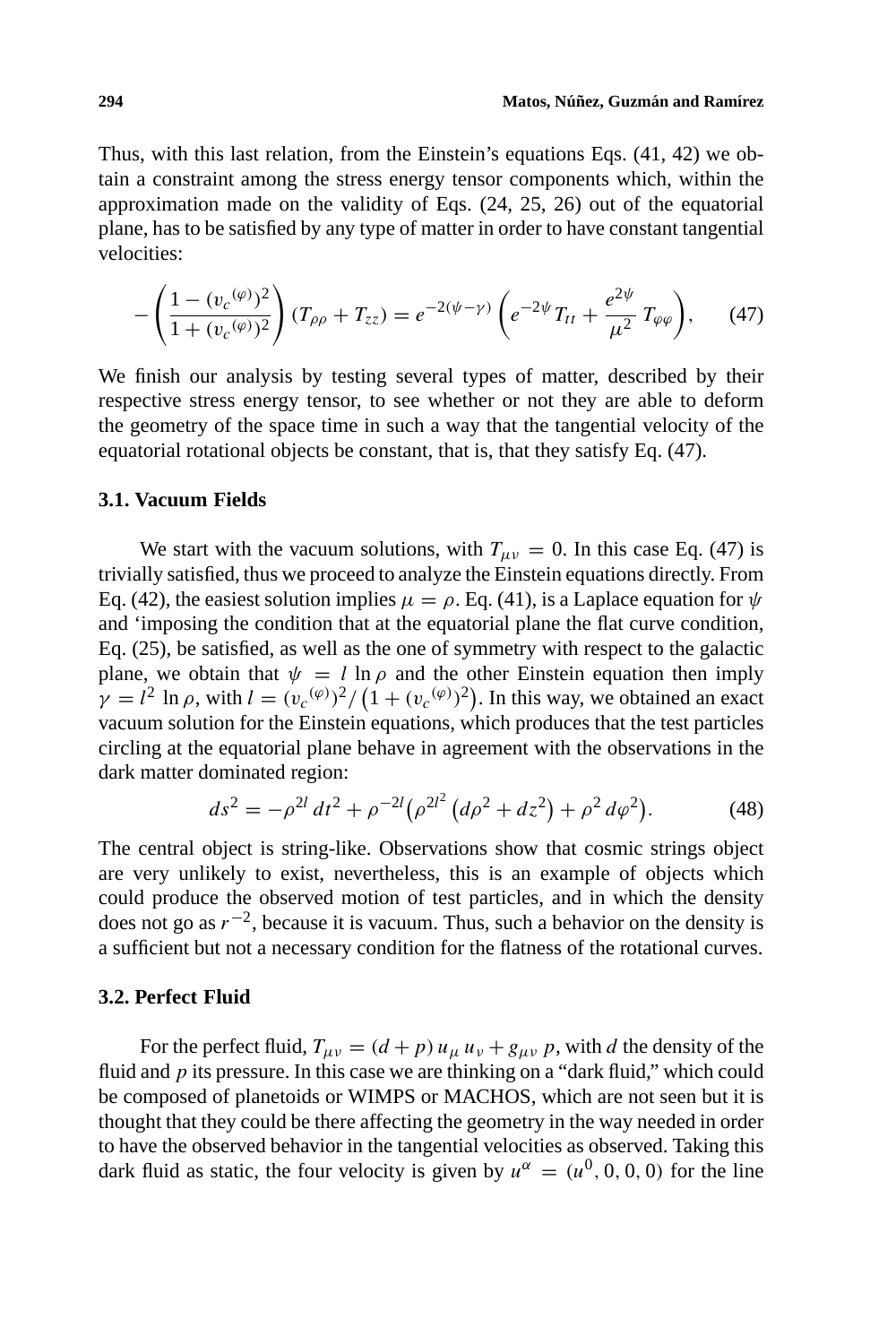Thus, with this last relation, from the Einstein's equations Eqs. (41, 42) we obtain a constraint among the stress energy tensor components which, within the approximation made on the validity of Eqs. (24, 25, 26) out of the equatorial plane, has to be satisfied by any type of matter in order to have constant tangential velocities:

$$-\left(\frac{1-({v_c}^{(\varphi)})^2}{1+({v_c}^{(\varphi)})^2}\right)(T_{\rho\rho}+T_{zz}) = e^{-2(\psi-\gamma)}\left(e^{-2\psi}T_{tt}+\frac{e^{2\psi}}{\mu^2}T_{\varphi\varphi}\right), \qquad (47)$$

We finish our analysis by testing several types of matter, described by their respective stress energy tensor, to see whether or not they are able to deform the geometry of the space time in such a way that the tangential velocity of the equatorial rotational objects be constant, that is, that they satisfy Eq. (47).

### 3.1. Vacuum Fields

We start with the vacuum solutions, with $T_{\mu\nu} = 0$. In this case Eq. (47) is trivially satisfied, thus we proceed to analyze the Einstein equations directly. From Eq. (42), the easiest solution implies $\mu = \rho$. Eq. (41), is a Laplace equation for $\psi$ and 'imposing the condition that at the equatorial plane the flat curve condition, Eq. (25), be satisfied, as well as the one of symmetry with respect to the galactic plane, we obtain that $\psi = l \ln \rho$ and the other Einstein equation then imply $\gamma = l^2 \ln \rho$, with $l = ({v_c}^{(\varphi)})^2/\left(1+({v_c}^{(\varphi)})^2\right)$. In this way, we obtained an exact vacuum solution for the Einstein equations, which produces that the test particles circling at the equatorial plane behave in agreement with the observations in the dark matter dominated region:

$$ds^2 = -\rho^{2l}\,dt^2 + \rho^{-2l}\left(\rho^{2l^2}\left(d\rho^2+dz^2\right)+\rho^2\,d\varphi^2\right). \qquad (48)$$

The central object is string-like. Observations show that cosmic strings object are very unlikely to exist, nevertheless, this is an example of objects which could produce the observed motion of test particles, and in which the density does not go as $r^{-2}$, because it is vacuum. Thus, such a behavior on the density is a sufficient but not a necessary condition for the flatness of the rotational curves.

### 3.2. Perfect Fluid

For the perfect fluid, $T_{\mu\nu} = (d+p)\,u_\mu\,u_\nu + g_{\mu\nu}\,p$, with $d$ the density of the fluid and $p$ its pressure. In this case we are thinking on a "dark fluid," which could be composed of planetoids or WIMPS or MACHOS, which are not seen but it is thought that they could be there affecting the geometry in the way needed in order to have the observed behavior in the tangential velocities as observed. Taking this dark fluid as static, the four velocity is given by $u^\alpha = (u^0, 0, 0, 0)$ for the line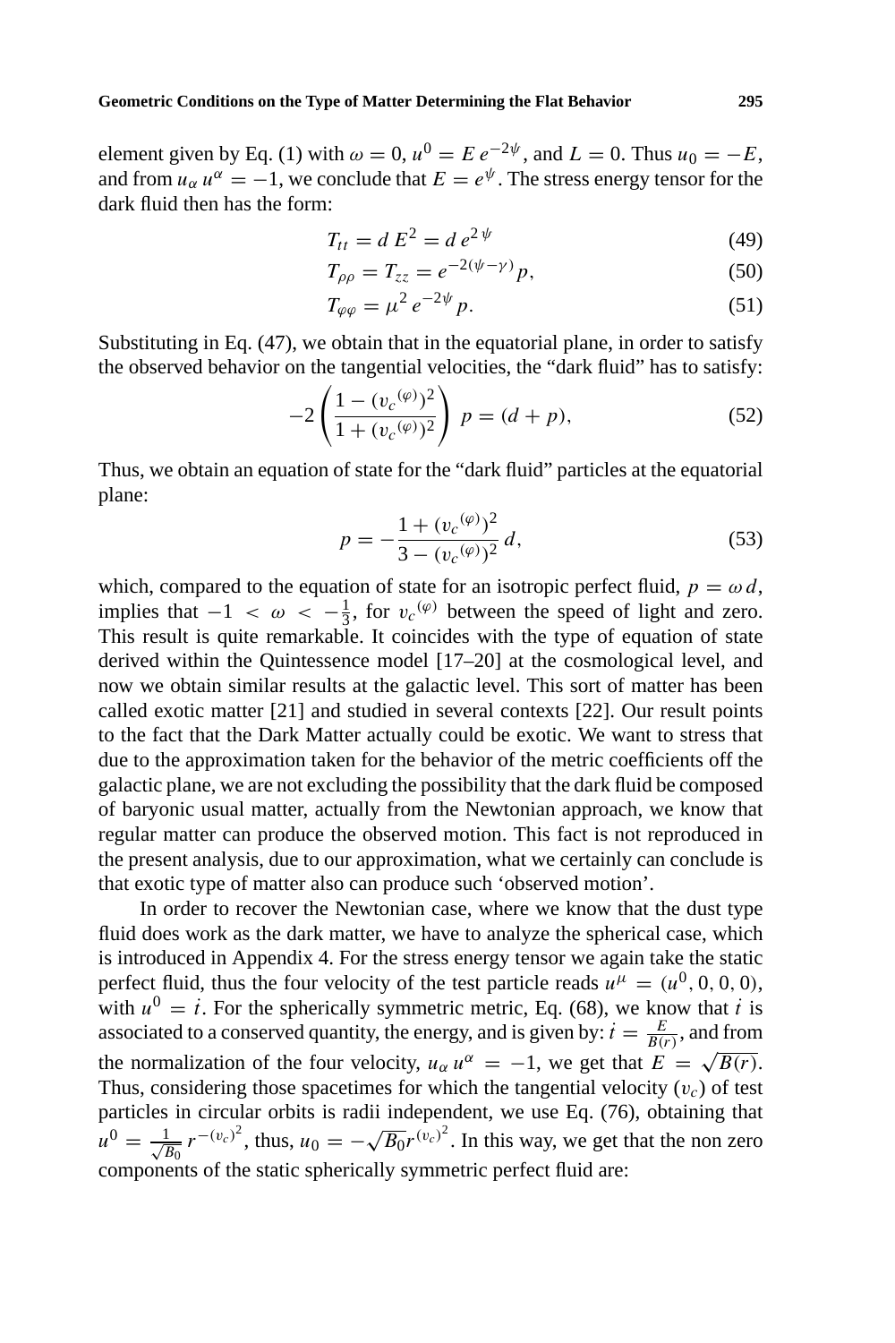element given by Eq. (1) with $\omega = 0$, $u^0 = E\, e^{-2\psi}$, and $L = 0$. Thus $u_0 = -E$, and from $u_\alpha\, u^\alpha = -1$, we conclude that $E = e^{\psi}$. The stress energy tensor for the dark fluid then has the form:

$$T_{tt} = d\, E^2 = d\, e^{2\,\psi} \tag{49}$$

$$T_{\rho\rho} = T_{zz} = e^{-2(\psi-\gamma)}\, p, \tag{50}$$

$$T_{\varphi\varphi} = \mu^2\, e^{-2\psi}\, p. \tag{51}$$

Substituting in Eq. (47), we obtain that in the equatorial plane, in order to satisfy the observed behavior on the tangential velocities, the "dark fluid" has to satisfy:

$$-2\left(\frac{1 - ({v_c}^{(\varphi)})^2}{1 + ({v_c}^{(\varphi)})^2}\right)\, p = (d + p), \tag{52}$$

Thus, we obtain an equation of state for the "dark fluid" particles at the equatorial plane:

$$p = -\frac{1 + ({v_c}^{(\varphi)})^2}{3 - ({v_c}^{(\varphi)})^2}\, d, \tag{53}$$

which, compared to the equation of state for an isotropic perfect fluid, $p = \omega\, d$, implies that $-1 < \omega < -\frac{1}{3}$, for ${v_c}^{(\varphi)}$ between the speed of light and zero. This result is quite remarkable. It coincides with the type of equation of state derived within the Quintessence model [17–20] at the cosmological level, and now we obtain similar results at the galactic level. This sort of matter has been called exotic matter [21] and studied in several contexts [22]. Our result points to the fact that the Dark Matter actually could be exotic. We want to stress that due to the approximation taken for the behavior of the metric coefficients off the galactic plane, we are not excluding the possibility that the dark fluid be composed of baryonic usual matter, actually from the Newtonian approach, we know that regular matter can produce the observed motion. This fact is not reproduced in the present analysis, due to our approximation, what we certainly can conclude is that exotic type of matter also can produce such 'observed motion'.

In order to recover the Newtonian case, where we know that the dust type fluid does work as the dark matter, we have to analyze the spherical case, which is introduced in Appendix 4. For the stress energy tensor we again take the static perfect fluid, thus the four velocity of the test particle reads $u^\mu = (u^0, 0, 0, 0)$, with $u^0 = \dot{t}$. For the spherically symmetric metric, Eq. (68), we know that $\dot{t}$ is associated to a conserved quantity, the energy, and is given by: $\dot{t} = \frac{E}{B(r)}$, and from the normalization of the four velocity, $u_\alpha\, u^\alpha = -1$, we get that $E = \sqrt{B(r)}$. Thus, considering those spacetimes for which the tangential velocity ($v_c$) of test particles in circular orbits is radii independent, we use Eq. (76), obtaining that $u^0 = \frac{1}{\sqrt{B_0}}\, r^{-(v_c)^2}$, thus, $u_0 = -\sqrt{B_0} r^{(v_c)^2}$. In this way, we get that the non zero components of the static spherically symmetric perfect fluid are: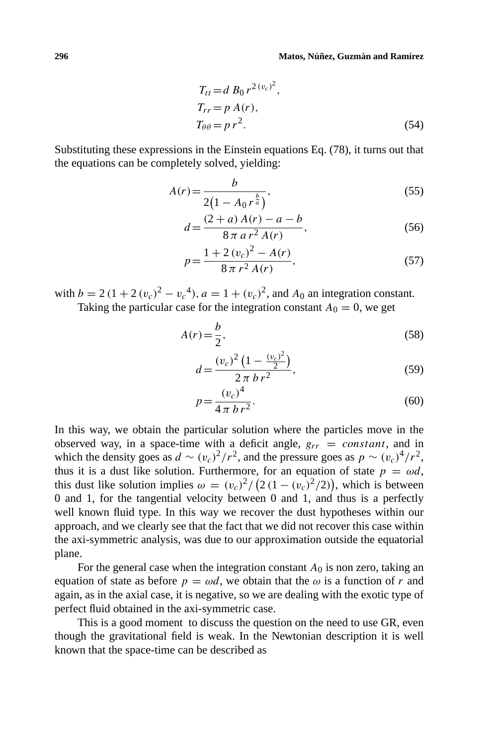$$
\begin{aligned}
T_{tt} &= d\, B_0\, r^{2\,(v_c)^2}, \\
T_{rr} &= p\, A(r), \\
T_{\theta\theta} &= p\, r^2.
\end{aligned} \tag{54}
$$

Substituting these expressions in the Einstein equations Eq. (78), it turns out that the equations can be completely solved, yielding:

$$
A(r) = \frac{b}{2\left(1 - A_0\, r^{\frac{b}{a}}\right)}, \tag{55}
$$

$$
d = \frac{(2+a)\, A(r) - a - b}{8\,\pi\, a\, r^2\, A(r)}, \tag{56}
$$

$$
p = \frac{1 + 2\,(v_c)^2 - A(r)}{8\,\pi\, r^2\, A(r)}, \tag{57}
$$

with $b = 2\,(1 + 2\,(v_c)^2 - {v_c}^4)$, $a = 1 + (v_c)^2$, and $A_0$ an integration constant.

Taking the particular case for the integration constant $A_0 = 0$, we get

$$
A(r) = \frac{b}{2}, \tag{58}
$$

$$
d = \frac{(v_c)^2\left(1 - \frac{(v_c)^2}{2}\right)}{2\,\pi\, b\, r^2}, \tag{59}
$$

$$
p = \frac{(v_c)^4}{4\,\pi\, b\, r^2}. \tag{60}
$$

In this way, we obtain the particular solution where the particles move in the observed way, in a space-time with a deficit angle, $g_{rr} = constant$, and in which the density goes as $d \sim (v_c)^2/r^2$, and the pressure goes as $p \sim (v_c)^4/r^2$, thus it is a dust like solution. Furthermore, for an equation of state $p = \omega d$, this dust like solution implies $\omega = (v_c)^2/\left(2\,(1 - (v_c)^2/2)\right)$, which is between 0 and 1, for the tangential velocity between 0 and 1, and thus is a perfectly well known fluid type. In this way we recover the dust hypotheses within our approach, and we clearly see that the fact that we did not recover this case within the axi-symmetric analysis, was due to our approximation outside the equatorial plane.

For the general case when the integration constant $A_0$ is non zero, taking an equation of state as before $p = \omega d$, we obtain that the $\omega$ is a function of $r$ and again, as in the axial case, it is negative, so we are dealing with the exotic type of perfect fluid obtained in the axi-symmetric case.

This is a good moment to discuss the question on the need to use GR, even though the gravitational field is weak. In the Newtonian description it is well known that the space-time can be described as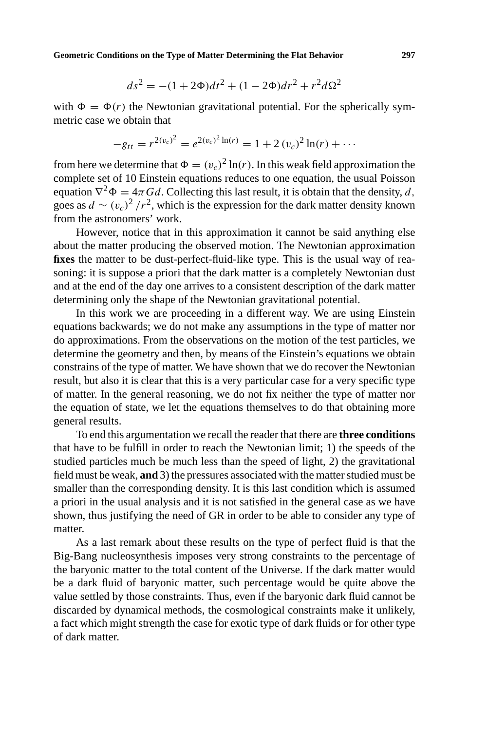$$ds^2 = -(1 + 2\Phi)dt^2 + (1 - 2\Phi)dr^2 + r^2 d\Omega^2$$

with $\Phi = \Phi(r)$ the Newtonian gravitational potential. For the spherically symmetric case we obtain that

$$-g_{tt} = r^{2(v_c)^2} = e^{2(v_c)^2 \ln(r)} = 1 + 2\,(v_c)^2 \ln(r) + \cdots$$

from here we determine that $\Phi = (v_c)^2 \ln(r)$. In this weak field approximation the complete set of 10 Einstein equations reduces to one equation, the usual Poisson equation $\nabla^2 \Phi = 4\pi G d$. Collecting this last result, it is obtain that the density, $d$, goes as $d \sim (v_c)^2 / r^2$, which is the expression for the dark matter density known from the astronomers' work.

However, notice that in this approximation it cannot be said anything else about the matter producing the observed motion. The Newtonian approximation **fixes** the matter to be dust-perfect-fluid-like type. This is the usual way of reasoning: it is suppose a priori that the dark matter is a completely Newtonian dust and at the end of the day one arrives to a consistent description of the dark matter determining only the shape of the Newtonian gravitational potential.

In this work we are proceeding in a different way. We are using Einstein equations backwards; we do not make any assumptions in the type of matter nor do approximations. From the observations on the motion of the test particles, we determine the geometry and then, by means of the Einstein's equations we obtain constrains of the type of matter. We have shown that we do recover the Newtonian result, but also it is clear that this is a very particular case for a very specific type of matter. In the general reasoning, we do not fix neither the type of matter nor the equation of state, we let the equations themselves to do that obtaining more general results.

To end this argumentation we recall the reader that there are **three conditions** that have to be fulfill in order to reach the Newtonian limit; 1) the speeds of the studied particles much be much less than the speed of light, 2) the gravitational field must be weak, **and** 3) the pressures associated with the matter studied must be smaller than the corresponding density. It is this last condition which is assumed a priori in the usual analysis and it is not satisfied in the general case as we have shown, thus justifying the need of GR in order to be able to consider any type of matter.

As a last remark about these results on the type of perfect fluid is that the Big-Bang nucleosynthesis imposes very strong constraints to the percentage of the baryonic matter to the total content of the Universe. If the dark matter would be a dark fluid of baryonic matter, such percentage would be quite above the value settled by those constraints. Thus, even if the baryonic dark fluid cannot be discarded by dynamical methods, the cosmological constraints make it unlikely, a fact which might strength the case for exotic type of dark fluids or for other type of dark matter.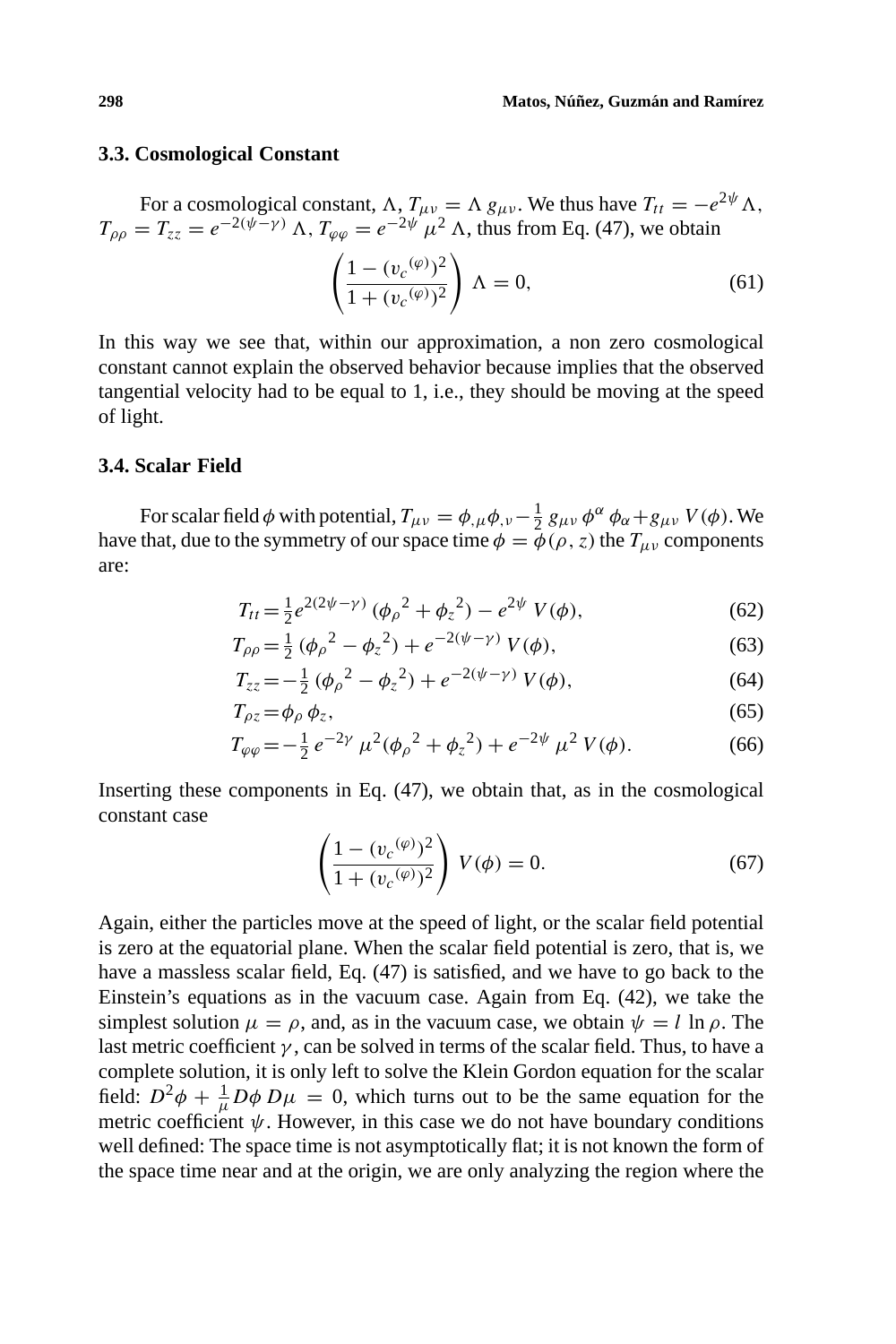### 3.3. Cosmological Constant

For a cosmological constant, $\Lambda$, $T_{\mu\nu} = \Lambda\, g_{\mu\nu}$. We thus have $T_{tt} = -e^{2\psi}\,\Lambda$, $T_{\rho\rho} = T_{zz} = e^{-2(\psi-\gamma)}\,\Lambda$, $T_{\varphi\varphi} = e^{-2\psi}\,\mu^2\,\Lambda$, thus from Eq. (47), we obtain

$$\left(\frac{1-({v_c}^{(\varphi)})^2}{1+({v_c}^{(\varphi)})^2}\right)\,\Lambda = 0, \tag{61}$$

In this way we see that, within our approximation, a non zero cosmological constant cannot explain the observed behavior because implies that the observed tangential velocity had to be equal to 1, i.e., they should be moving at the speed of light.

### 3.4. Scalar Field

For scalar field $\phi$ with potential, $T_{\mu\nu} = \phi_{,\mu}\phi_{,\nu} - \frac{1}{2}\,g_{\mu\nu}\,\phi^{\alpha}\,\phi_{\alpha} + g_{\mu\nu}\,V(\phi)$. We have that, due to the symmetry of our space time $\phi = \phi(\rho, z)$ the $T_{\mu\nu}$ components are:

$$T_{tt} = \tfrac{1}{2}e^{2(2\psi-\gamma)}\,({\phi_\rho}^2 + {\phi_z}^2) - e^{2\psi}\,V(\phi), \tag{62}$$

$$T_{\rho\rho} = \tfrac{1}{2}\,({\phi_\rho}^2 - {\phi_z}^2) + e^{-2(\psi-\gamma)}\,V(\phi), \tag{63}$$

$$T_{zz} = -\tfrac{1}{2}\,({\phi_\rho}^2 - {\phi_z}^2) + e^{-2(\psi-\gamma)}\,V(\phi), \tag{64}$$

$$T_{\rho z} = \phi_\rho\,\phi_z, \tag{65}$$

$$T_{\varphi\varphi} = -\tfrac{1}{2}\,e^{-2\gamma}\,\mu^2({\phi_\rho}^2 + {\phi_z}^2) + e^{-2\psi}\,\mu^2\,V(\phi). \tag{66}$$

Inserting these components in Eq. (47), we obtain that, as in the cosmological constant case

$$\left(\frac{1-({v_c}^{(\varphi)})^2}{1+({v_c}^{(\varphi)})^2}\right)\,V(\phi) = 0. \tag{67}$$

Again, either the particles move at the speed of light, or the scalar field potential is zero at the equatorial plane. When the scalar field potential is zero, that is, we have a massless scalar field, Eq. (47) is satisfied, and we have to go back to the Einstein's equations as in the vacuum case. Again from Eq. (42), we take the simplest solution $\mu = \rho$, and, as in the vacuum case, we obtain $\psi = l\,\ln\rho$. The last metric coefficient $\gamma$, can be solved in terms of the scalar field. Thus, to have a complete solution, it is only left to solve the Klein Gordon equation for the scalar field: $D^2\phi + \frac{1}{\mu}D\phi\,D\mu = 0$, which turns out to be the same equation for the metric coefficient $\psi$. However, in this case we do not have boundary conditions well defined: The space time is not asymptotically flat; it is not known the form of the space time near and at the origin, we are only analyzing the region where the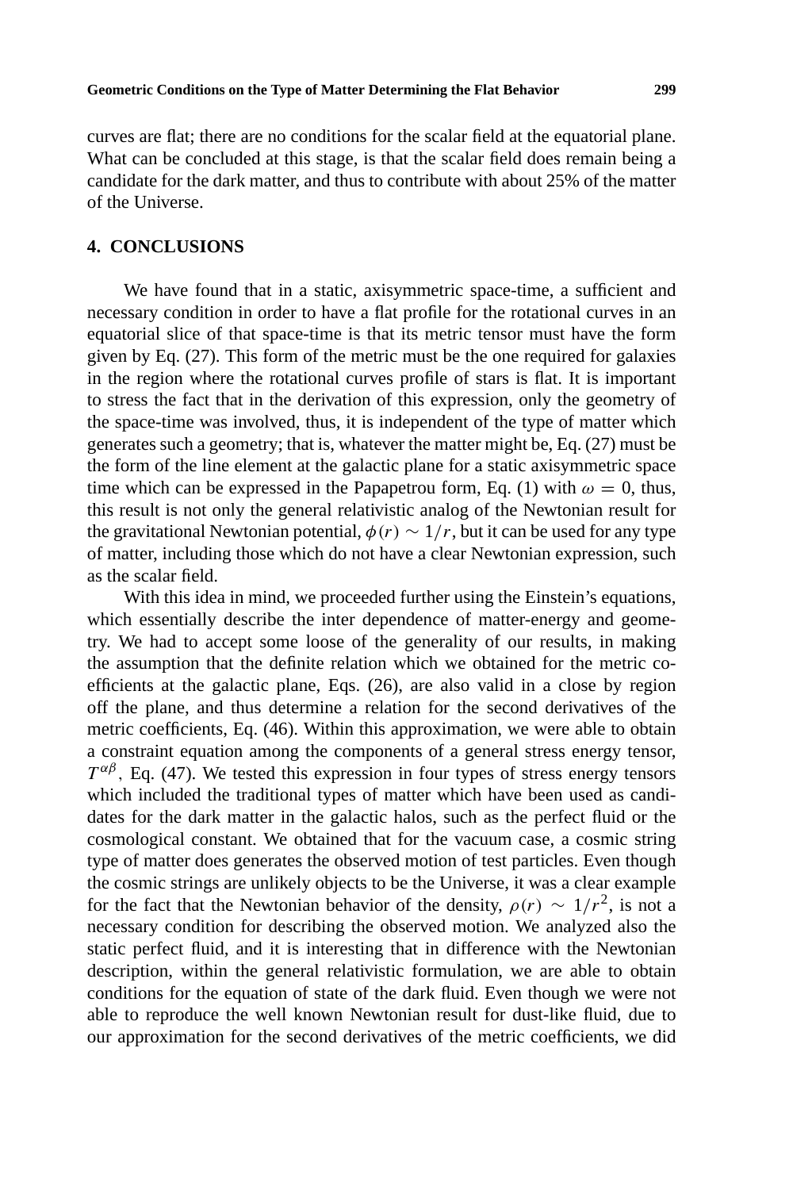curves are flat; there are no conditions for the scalar field at the equatorial plane. What can be concluded at this stage, is that the scalar field does remain being a candidate for the dark matter, and thus to contribute with about 25% of the matter of the Universe.

## 4. CONCLUSIONS

We have found that in a static, axisymmetric space-time, a sufficient and necessary condition in order to have a flat profile for the rotational curves in an equatorial slice of that space-time is that its metric tensor must have the form given by Eq. (27). This form of the metric must be the one required for galaxies in the region where the rotational curves profile of stars is flat. It is important to stress the fact that in the derivation of this expression, only the geometry of the space-time was involved, thus, it is independent of the type of matter which generates such a geometry; that is, whatever the matter might be, Eq. (27) must be the form of the line element at the galactic plane for a static axisymmetric space time which can be expressed in the Papapetrou form, Eq. (1) with $\omega = 0$, thus, this result is not only the general relativistic analog of the Newtonian result for the gravitational Newtonian potential, $\phi(r) \sim 1/r$, but it can be used for any type of matter, including those which do not have a clear Newtonian expression, such as the scalar field.

With this idea in mind, we proceeded further using the Einstein's equations, which essentially describe the inter dependence of matter-energy and geometry. We had to accept some loose of the generality of our results, in making the assumption that the definite relation which we obtained for the metric coefficients at the galactic plane, Eqs. (26), are also valid in a close by region off the plane, and thus determine a relation for the second derivatives of the metric coefficients, Eq. (46). Within this approximation, we were able to obtain a constraint equation among the components of a general stress energy tensor, $T^{\alpha\beta}$, Eq. (47). We tested this expression in four types of stress energy tensors which included the traditional types of matter which have been used as candidates for the dark matter in the galactic halos, such as the perfect fluid or the cosmological constant. We obtained that for the vacuum case, a cosmic string type of matter does generates the observed motion of test particles. Even though the cosmic strings are unlikely objects to be the Universe, it was a clear example for the fact that the Newtonian behavior of the density, $\rho(r) \sim 1/r^2$, is not a necessary condition for describing the observed motion. We analyzed also the static perfect fluid, and it is interesting that in difference with the Newtonian description, within the general relativistic formulation, we are able to obtain conditions for the equation of state of the dark fluid. Even though we were not able to reproduce the well known Newtonian result for dust-like fluid, due to our approximation for the second derivatives of the metric coefficients, we did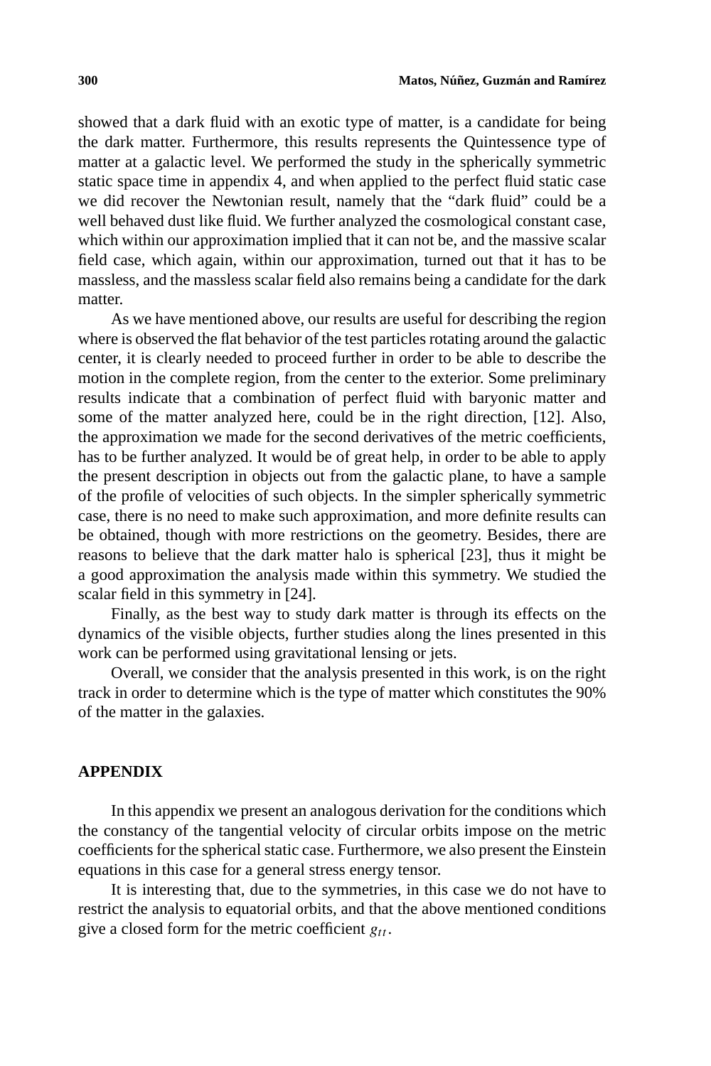showed that a dark fluid with an exotic type of matter, is a candidate for being the dark matter. Furthermore, this results represents the Quintessence type of matter at a galactic level. We performed the study in the spherically symmetric static space time in appendix 4, and when applied to the perfect fluid static case we did recover the Newtonian result, namely that the "dark fluid" could be a well behaved dust like fluid. We further analyzed the cosmological constant case, which within our approximation implied that it can not be, and the massive scalar field case, which again, within our approximation, turned out that it has to be massless, and the massless scalar field also remains being a candidate for the dark matter.

As we have mentioned above, our results are useful for describing the region where is observed the flat behavior of the test particles rotating around the galactic center, it is clearly needed to proceed further in order to be able to describe the motion in the complete region, from the center to the exterior. Some preliminary results indicate that a combination of perfect fluid with baryonic matter and some of the matter analyzed here, could be in the right direction, [12]. Also, the approximation we made for the second derivatives of the metric coefficients, has to be further analyzed. It would be of great help, in order to be able to apply the present description in objects out from the galactic plane, to have a sample of the profile of velocities of such objects. In the simpler spherically symmetric case, there is no need to make such approximation, and more definite results can be obtained, though with more restrictions on the geometry. Besides, there are reasons to believe that the dark matter halo is spherical [23], thus it might be a good approximation the analysis made within this symmetry. We studied the scalar field in this symmetry in [24].

Finally, as the best way to study dark matter is through its effects on the dynamics of the visible objects, further studies along the lines presented in this work can be performed using gravitational lensing or jets.

Overall, we consider that the analysis presented in this work, is on the right track in order to determine which is the type of matter which constitutes the 90% of the matter in the galaxies.

## APPENDIX

In this appendix we present an analogous derivation for the conditions which the constancy of the tangential velocity of circular orbits impose on the metric coefficients for the spherical static case. Furthermore, we also present the Einstein equations in this case for a general stress energy tensor.

It is interesting that, due to the symmetries, in this case we do not have to restrict the analysis to equatorial orbits, and that the above mentioned conditions give a closed form for the metric coefficient $g_{tt}$.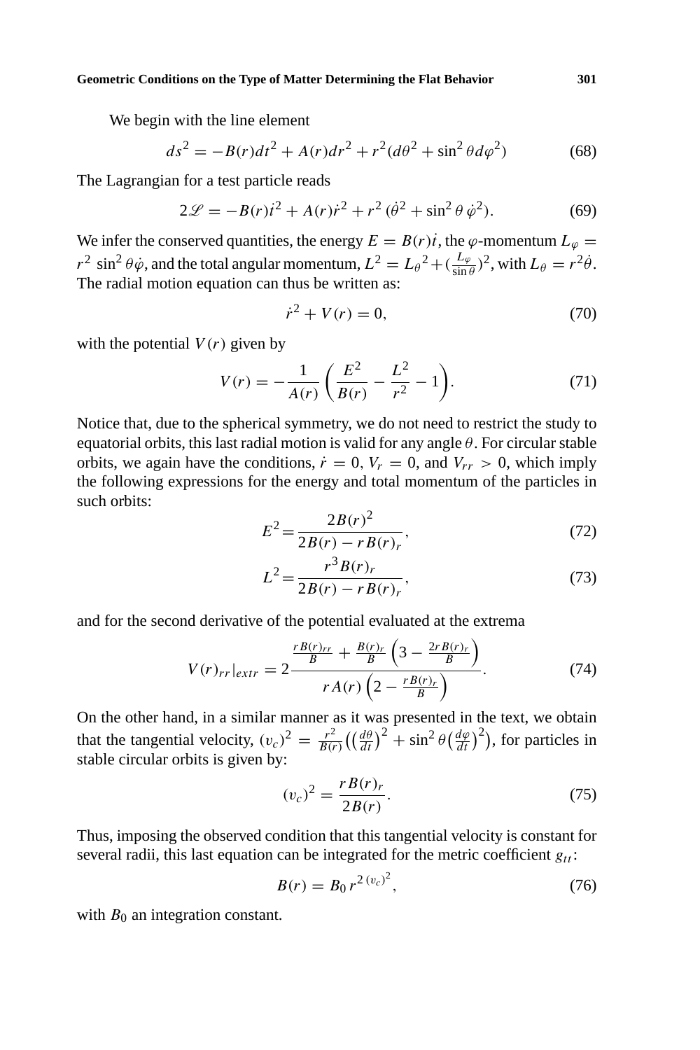We begin with the line element

$$ds^2 = -B(r)dt^2 + A(r)dr^2 + r^2(d\theta^2 + \sin^2\theta d\varphi^2) \tag{68}$$

The Lagrangian for a test particle reads

$$2\mathscr{L} = -B(r)\dot{t}^2 + A(r)\dot{r}^2 + r^2\,(\dot{\theta}^2 + \sin^2\theta\,\dot{\varphi}^2). \tag{69}$$

We infer the conserved quantities, the energy $E = B(r)\dot{t}$, the $\varphi$-momentum $L_\varphi = r^2\,\sin^2\theta\dot{\varphi}$, and the total angular momentum, $L^2 = {L_\theta}^2 + (\frac{L_\varphi}{\sin\theta})^2$, with $L_\theta = r^2\dot{\theta}$. The radial motion equation can thus be written as:

$$\dot{r}^2 + V(r) = 0, \tag{70}$$

with the potential $V(r)$ given by

$$V(r) = -\frac{1}{A(r)}\left(\frac{E^2}{B(r)} - \frac{L^2}{r^2} - 1\right). \tag{71}$$

Notice that, due to the spherical symmetry, we do not need to restrict the study to equatorial orbits, this last radial motion is valid for any angle $\theta$. For circular stable orbits, we again have the conditions, $\dot{r} = 0$, $V_r = 0$, and $V_{rr} > 0$, which imply the following expressions for the energy and total momentum of the particles in such orbits:

$$E^2 = \frac{2B(r)^2}{2B(r) - rB(r)_r}, \tag{72}$$

$$L^2 = \frac{r^3 B(r)_r}{2B(r) - rB(r)_r}, \tag{73}$$

and for the second derivative of the potential evaluated at the extrema

$$V(r)_{rr}|_{extr} = 2\frac{\frac{rB(r)_{rr}}{B} + \frac{B(r)_r}{B}\left(3 - \frac{2rB(r)_r}{B}\right)}{rA(r)\left(2 - \frac{rB(r)_r}{B}\right)}. \tag{74}$$

On the other hand, in a similar manner as it was presented in the text, we obtain that the tangential velocity, $(v_c)^2 = \frac{r^2}{B(r)}\left(\left(\frac{d\theta}{dt}\right)^2 + \sin^2\theta\left(\frac{d\varphi}{dt}\right)^2\right)$, for particles in stable circular orbits is given by:

$$(v_c)^2 = \frac{rB(r)_r}{2B(r)}. \tag{75}$$

Thus, imposing the observed condition that this tangential velocity is constant for several radii, this last equation can be integrated for the metric coefficient $g_{tt}$:

$$B(r) = B_0\, r^{2\,(v_c)^2}, \tag{76}$$

with $B_0$ an integration constant.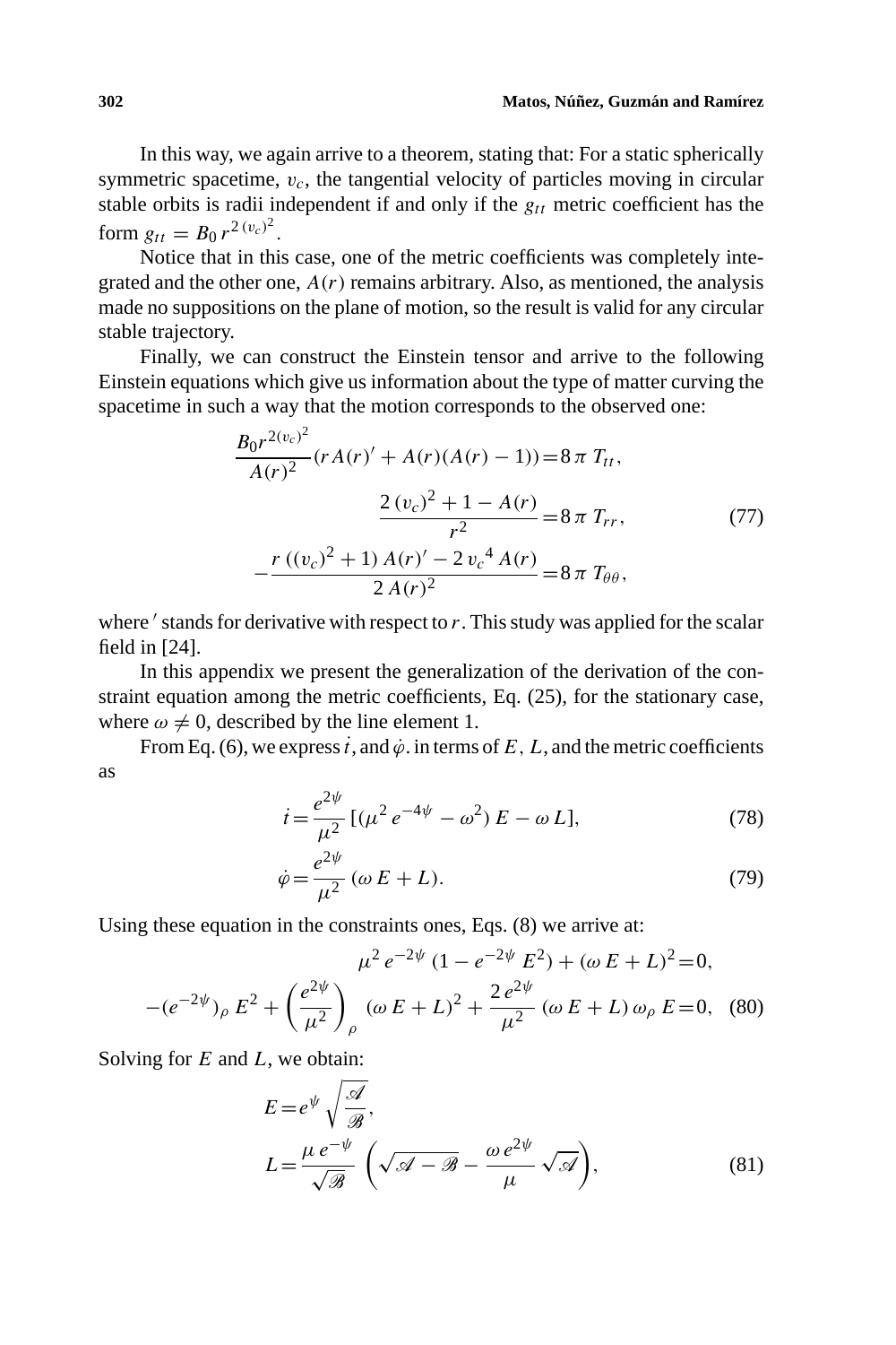In this way, we again arrive to a theorem, stating that: For a static spherically symmetric spacetime, $v_c$, the tangential velocity of particles moving in circular stable orbits is radii independent if and only if the $g_{tt}$ metric coefficient has the form $g_{tt} = B_0\, r^{2\,(v_c)^2}$.

Notice that in this case, one of the metric coefficients was completely integrated and the other one, $A(r)$ remains arbitrary. Also, as mentioned, the analysis made no suppositions on the plane of motion, so the result is valid for any circular stable trajectory.

Finally, we can construct the Einstein tensor and arrive to the following Einstein equations which give us information about the type of matter curving the spacetime in such a way that the motion corresponds to the observed one:

$$
\begin{aligned}
\frac{B_0 r^{2(v_c)^2}}{A(r)^2}(r A(r)' + A(r)(A(r)-1)) &= 8\,\pi\, T_{tt},\\
\frac{2\,(v_c)^2 + 1 - A(r)}{r^2} &= 8\,\pi\, T_{rr},\\
-\frac{r\,((v_c)^2+1)\,A(r)' - 2\,{v_c}^4\,A(r)}{2\,A(r)^2} &= 8\,\pi\, T_{\theta\theta},
\end{aligned}
\tag{77}
$$

where $'$ stands for derivative with respect to $r$. This study was applied for the scalar field in [24].

In this appendix we present the generalization of the derivation of the constraint equation among the metric coefficients, Eq. (25), for the stationary case, where $\omega \neq 0$, described by the line element 1.

From Eq. (6), we express $\dot{t}$, and $\dot{\varphi}$. in terms of $E$, $L$, and the metric coefficients as

$$
\dot{t} = \frac{e^{2\psi}}{\mu^2}\,[(\mu^2\, e^{-4\psi} - \omega^2)\, E - \omega\, L], \tag{78}
$$

$$
\dot{\varphi} = \frac{e^{2\psi}}{\mu^2}\,(\omega\, E + L). \tag{79}
$$

Using these equation in the constraints ones, Eqs. (8) we arrive at:

$$
\begin{aligned}
\mu^2\, e^{-2\psi}\,(1 - e^{-2\psi}\, E^2) + (\omega\, E + L)^2 &= 0,\\
-(e^{-2\psi})_\rho\, E^2 + \left(\frac{e^{2\psi}}{\mu^2}\right)_\rho (\omega\, E + L)^2 + \frac{2\, e^{2\psi}}{\mu^2}\,(\omega\, E + L)\,\omega_\rho\, E &= 0,
\end{aligned}
\tag{80}
$$

Solving for $E$ and $L$, we obtain:

$$
\begin{aligned}
E &= e^{\psi}\sqrt{\frac{\mathscr{A}}{\mathscr{B}}},\\
L &= \frac{\mu\, e^{-\psi}}{\sqrt{\mathscr{B}}}\left(\sqrt{\mathscr{A} - \mathscr{B}} - \frac{\omega\, e^{2\psi}}{\mu}\sqrt{\mathscr{A}}\right),
\end{aligned}
\tag{81}
$$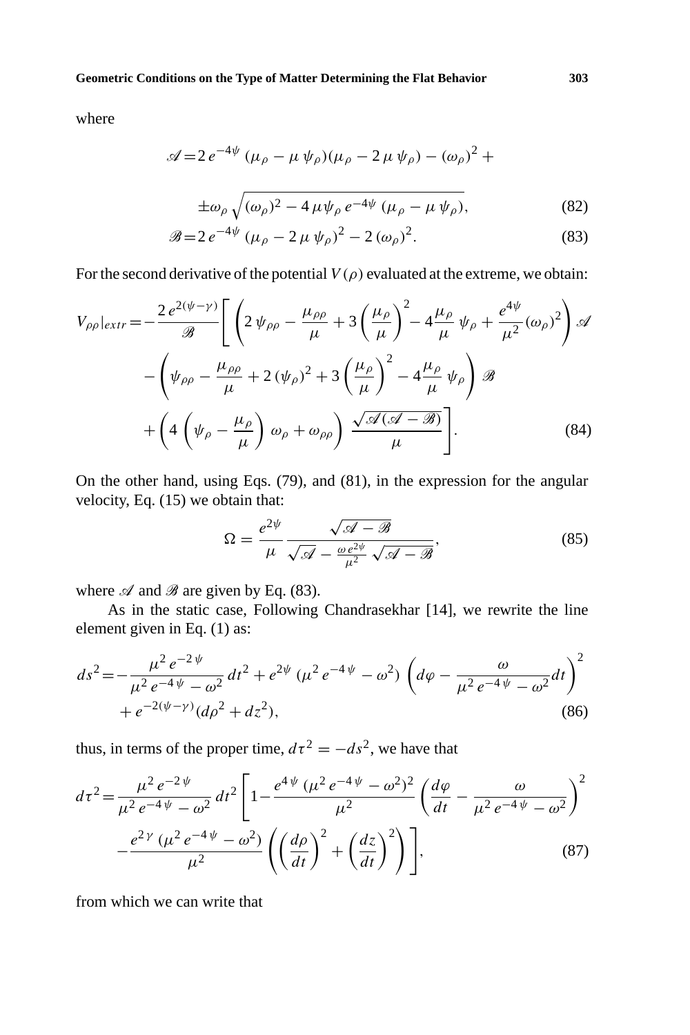where

$$
\mathscr{A} = 2\,e^{-4\psi}\,(\mu_\rho - \mu\,\psi_\rho)(\mu_\rho - 2\,\mu\,\psi_\rho) - (\omega_\rho)^2 + \\
\pm\omega_\rho\,\sqrt{(\omega_\rho)^2 - 4\,\mu\psi_\rho\,e^{-4\psi}\,(\mu_\rho - \mu\,\psi_\rho)}, \tag{82}
$$

$$
\mathscr{B} = 2\,e^{-4\psi}\,(\mu_\rho - 2\,\mu\,\psi_\rho)^2 - 2\,(\omega_\rho)^2. \tag{83}
$$

For the second derivative of the potential $V(\rho)$ evaluated at the extreme, we obtain:

$$
\begin{aligned}
V_{\rho\rho}|_{extr} = -\frac{2\,e^{2(\psi-\gamma)}}{\mathscr{B}}\Bigg[ & \left(2\,\psi_{\rho\rho} - \frac{\mu_{\rho\rho}}{\mu} + 3\left(\frac{\mu_\rho}{\mu}\right)^2 - 4\frac{\mu_\rho}{\mu}\,\psi_\rho + \frac{e^{4\psi}}{\mu^2}(\omega_\rho)^2\right)\mathscr{A} \\
& - \left(\psi_{\rho\rho} - \frac{\mu_{\rho\rho}}{\mu} + 2\,(\psi_\rho)^2 + 3\left(\frac{\mu_\rho}{\mu}\right)^2 - 4\frac{\mu_\rho}{\mu}\,\psi_\rho\right)\mathscr{B} \\
& + \left(4\left(\psi_\rho - \frac{\mu_\rho}{\mu}\right)\omega_\rho + \omega_{\rho\rho}\right)\frac{\sqrt{\mathscr{A}(\mathscr{A}-\mathscr{B})}}{\mu}\Bigg].
\end{aligned} \tag{84}
$$

On the other hand, using Eqs. (79), and (81), in the expression for the angular velocity, Eq. (15) we obtain that:

$$
\Omega = \frac{e^{2\psi}}{\mu}\,\frac{\sqrt{\mathscr{A}-\mathscr{B}}}{\sqrt{\mathscr{A}} - \frac{\omega\,e^{2\psi}}{\mu^2}\,\sqrt{\mathscr{A}-\mathscr{B}}}, \tag{85}
$$

where $\mathscr{A}$ and $\mathscr{B}$ are given by Eq. (83).

As in the static case, Following Chandrasekhar [14], we rewrite the line element given in Eq. (1) as:

$$
\begin{aligned}
ds^2 = & -\frac{\mu^2\,e^{-2\,\psi}}{\mu^2\,e^{-4\,\psi} - \omega^2}\,dt^2 + e^{2\psi}\,(\mu^2\,e^{-4\,\psi} - \omega^2)\,\left(d\varphi - \frac{\omega}{\mu^2\,e^{-4\,\psi} - \omega^2}dt\right)^2 \\
& + e^{-2(\psi-\gamma)}(d\rho^2 + dz^2),
\end{aligned} \tag{86}
$$

thus, in terms of the proper time, $d\tau^2 = -ds^2$, we have that

$$
\begin{aligned}
d\tau^2 = \frac{\mu^2\,e^{-2\,\psi}}{\mu^2\,e^{-4\,\psi} - \omega^2}\,dt^2\Bigg[ & 1 - \frac{e^{4\,\psi}\,(\mu^2\,e^{-4\,\psi} - \omega^2)^2}{\mu^2}\left(\frac{d\varphi}{dt} - \frac{\omega}{\mu^2\,e^{-4\,\psi} - \omega^2}\right)^2 \\
& - \frac{e^{2\,\gamma}\,(\mu^2\,e^{-4\,\psi} - \omega^2)}{\mu^2}\left(\left(\frac{d\rho}{dt}\right)^2 + \left(\frac{dz}{dt}\right)^2\right)\Bigg],
\end{aligned} \tag{87}
$$

from which we can write that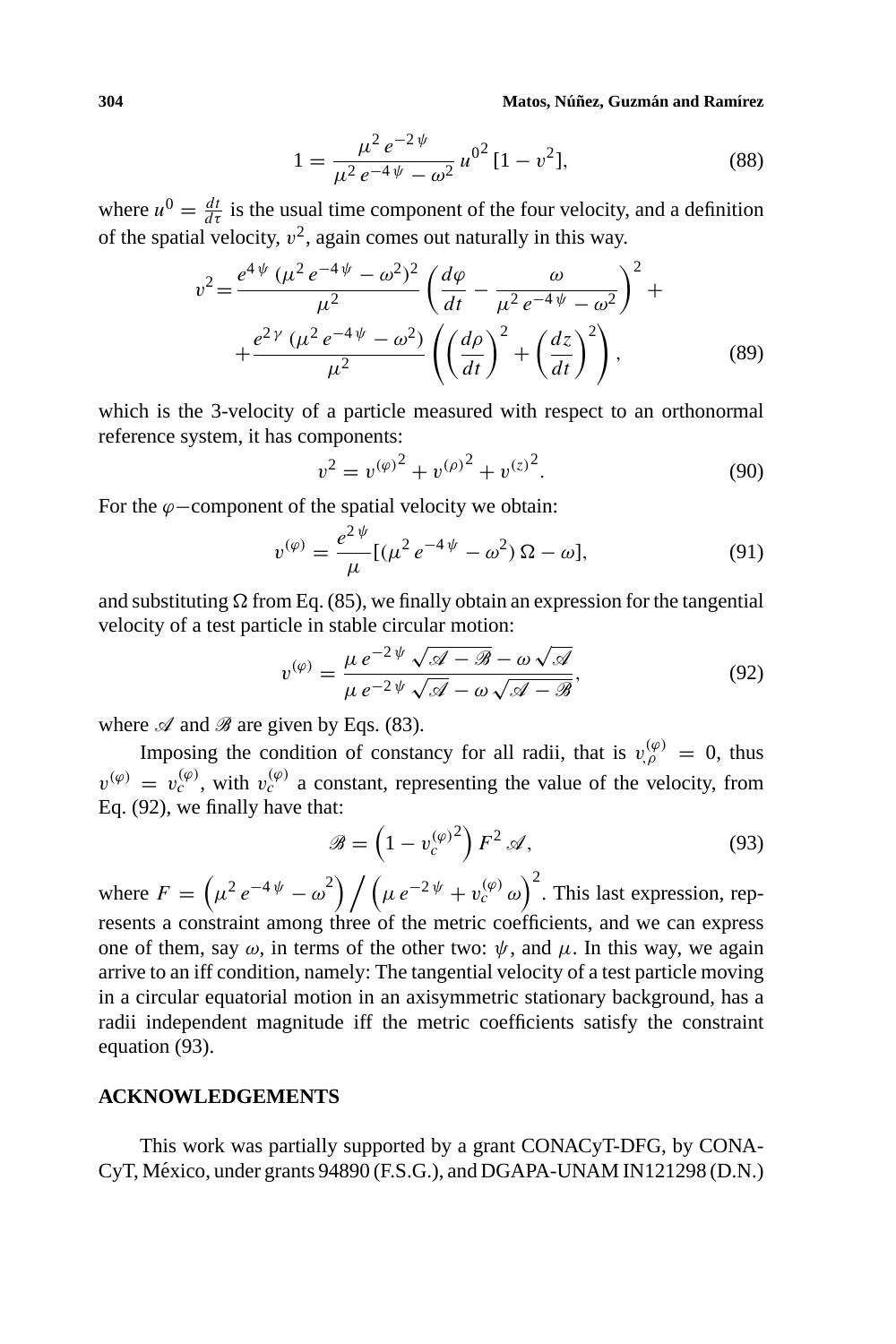$$1 = \frac{\mu^2 e^{-2\psi}}{\mu^2 e^{-4\psi} - \omega^2} u^{0^2} [1 - v^2], \tag{88}$$

where $u^0 = \frac{dt}{d\tau}$ is the usual time component of the four velocity, and a definition of the spatial velocity, $v^2$, again comes out naturally in this way.

$$v^2 = \frac{e^{4\psi} (\mu^2 e^{-4\psi} - \omega^2)^2}{\mu^2} \left( \frac{d\varphi}{dt} - \frac{\omega}{\mu^2 e^{-4\psi} - \omega^2} \right)^2 + \\ + \frac{e^{2\gamma} (\mu^2 e^{-4\psi} - \omega^2)}{\mu^2} \left( \left( \frac{d\rho}{dt} \right)^2 + \left( \frac{dz}{dt} \right)^2 \right), \tag{89}$$

which is the 3-velocity of a particle measured with respect to an orthonormal reference system, it has components:

$$v^2 = v^{(\varphi)^2} + v^{(\rho)^2} + v^{(z)^2}. \tag{90}$$

For the $\varphi-$component of the spatial velocity we obtain:

$$v^{(\varphi)} = \frac{e^{2\psi}}{\mu} [(\mu^2 e^{-4\psi} - \omega^2)\, \Omega - \omega], \tag{91}$$

and substituting $\Omega$ from Eq. (85), we finally obtain an expression for the tangential velocity of a test particle in stable circular motion:

$$v^{(\varphi)} = \frac{\mu\, e^{-2\psi} \sqrt{\mathscr{A} - \mathscr{B}} - \omega \sqrt{\mathscr{A}}}{\mu\, e^{-2\psi} \sqrt{\mathscr{A}} - \omega \sqrt{\mathscr{A} - \mathscr{B}}}, \tag{92}$$

where $\mathscr{A}$ and $\mathscr{B}$ are given by Eqs. (83).

Imposing the condition of constancy for all radii, that is $v^{(\varphi)}_{,\rho} = 0$, thus $v^{(\varphi)} = v^{(\varphi)}_c$, with $v^{(\varphi)}_c$ a constant, representing the value of the velocity, from Eq. (92), we finally have that:

$$\mathscr{B} = \left(1 - v_c^{(\varphi)^2}\right) F^2 \mathscr{A}, \tag{93}$$

where $F = \left(\mu^2 e^{-4\psi} - \omega^2\right) \Big/ \left(\mu\, e^{-2\psi} + v_c^{(\varphi)} \omega\right)^2$. This last expression, represents a constraint among three of the metric coefficients, and we can express one of them, say $\omega$, in terms of the other two: $\psi$, and $\mu$. In this way, we again arrive to an iff condition, namely: The tangential velocity of a test particle moving in a circular equatorial motion in an axisymmetric stationary background, has a radii independent magnitude iff the metric coefficients satisfy the constraint equation (93).

## ACKNOWLEDGEMENTS

This work was partially supported by a grant CONACyT-DFG, by CONACyT, México, under grants 94890 (F.S.G.), and DGAPA-UNAM IN121298 (D.N.)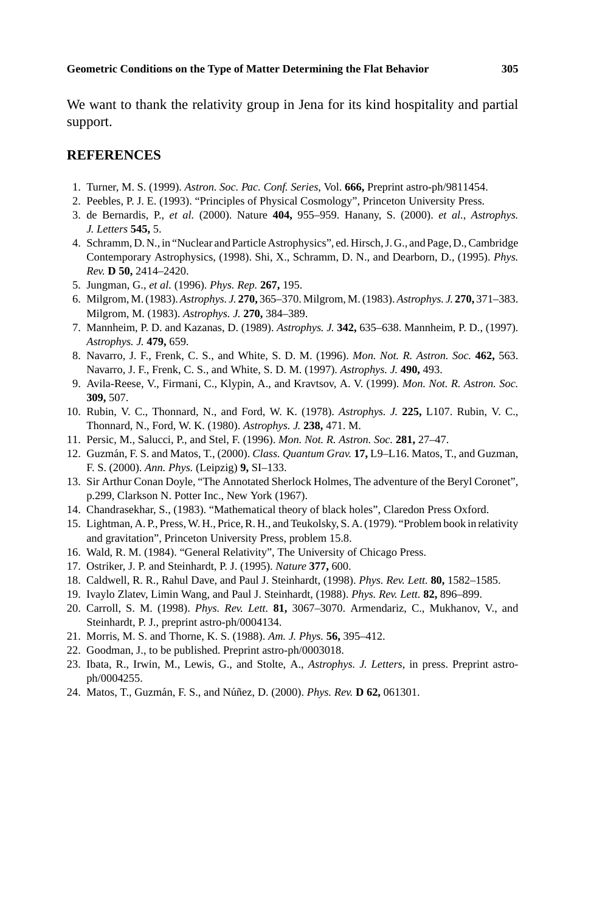We want to thank the relativity group in Jena for its kind hospitality and partial support.

## REFERENCES

1. Turner, M. S. (1999). *Astron. Soc. Pac. Conf. Series*, Vol. **666,** Preprint astro-ph/9811454.
2. Peebles, P. J. E. (1993). "Principles of Physical Cosmology", Princeton University Press.
3. de Bernardis, P., *et al.* (2000). Nature **404,** 955–959. Hanany, S. (2000). *et al.*, *Astrophys. J. Letters* **545,** 5.
4. Schramm, D. N., in "Nuclear and Particle Astrophysics", ed. Hirsch, J. G., and Page, D., Cambridge Contemporary Astrophysics, (1998). Shi, X., Schramm, D. N., and Dearborn, D., (1995). *Phys. Rev.* **D 50,** 2414–2420.
5. Jungman, G., *et al.* (1996). *Phys. Rep.* **267,** 195.
6. Milgrom, M. (1983). *Astrophys. J.* **270,** 365–370. Milgrom, M. (1983). *Astrophys. J.* **270,** 371–383. Milgrom, M. (1983). *Astrophys. J.* **270,** 384–389.
7. Mannheim, P. D. and Kazanas, D. (1989). *Astrophys. J.* **342,** 635–638. Mannheim, P. D., (1997). *Astrophys. J.* **479,** 659.
8. Navarro, J. F., Frenk, C. S., and White, S. D. M. (1996). *Mon. Not. R. Astron. Soc.* **462,** 563. Navarro, J. F., Frenk, C. S., and White, S. D. M. (1997). *Astrophys. J.* **490,** 493.
9. Avila-Reese, V., Firmani, C., Klypin, A., and Kravtsov, A. V. (1999). *Mon. Not. R. Astron. Soc.* **309,** 507.
10. Rubin, V. C., Thonnard, N., and Ford, W. K. (1978). *Astrophys. J.* **225,** L107. Rubin, V. C., Thonnard, N., Ford, W. K. (1980). *Astrophys. J.* **238,** 471. M.
11. Persic, M., Salucci, P., and Stel, F. (1996). *Mon. Not. R. Astron. Soc.* **281,** 27–47.
12. Guzmán, F. S. and Matos, T., (2000). *Class. Quantum Grav.* **17,** L9–L16. Matos, T., and Guzman, F. S. (2000). *Ann. Phys.* (Leipzig) **9,** SI–133.
13. Sir Arthur Conan Doyle, "The Annotated Sherlock Holmes, The adventure of the Beryl Coronet", p.299, Clarkson N. Potter Inc., New York (1967).
14. Chandrasekhar, S., (1983). "Mathematical theory of black holes", Claredon Press Oxford.
15. Lightman, A. P., Press, W. H., Price, R. H., and Teukolsky, S. A. (1979). "Problem book in relativity and gravitation", Princeton University Press, problem 15.8.
16. Wald, R. M. (1984). "General Relativity", The University of Chicago Press.
17. Ostriker, J. P. and Steinhardt, P. J. (1995). *Nature* **377,** 600.
18. Caldwell, R. R., Rahul Dave, and Paul J. Steinhardt, (1998). *Phys. Rev. Lett.* **80,** 1582–1585.
19. Ivaylo Zlatev, Limin Wang, and Paul J. Steinhardt, (1988). *Phys. Rev. Lett.* **82,** 896–899.
20. Carroll, S. M. (1998). *Phys. Rev. Lett.* **81,** 3067–3070. Armendariz, C., Mukhanov, V., and Steinhardt, P. J., preprint astro-ph/0004134.
21. Morris, M. S. and Thorne, K. S. (1988). *Am. J. Phys.* **56,** 395–412.
22. Goodman, J., to be published. Preprint astro-ph/0003018.
23. Ibata, R., Irwin, M., Lewis, G., and Stolte, A., *Astrophys. J. Letters*, in press. Preprint astro-ph/0004255.
24. Matos, T., Guzmán, F. S., and Núñez, D. (2000). *Phys. Rev.* **D 62,** 061301.